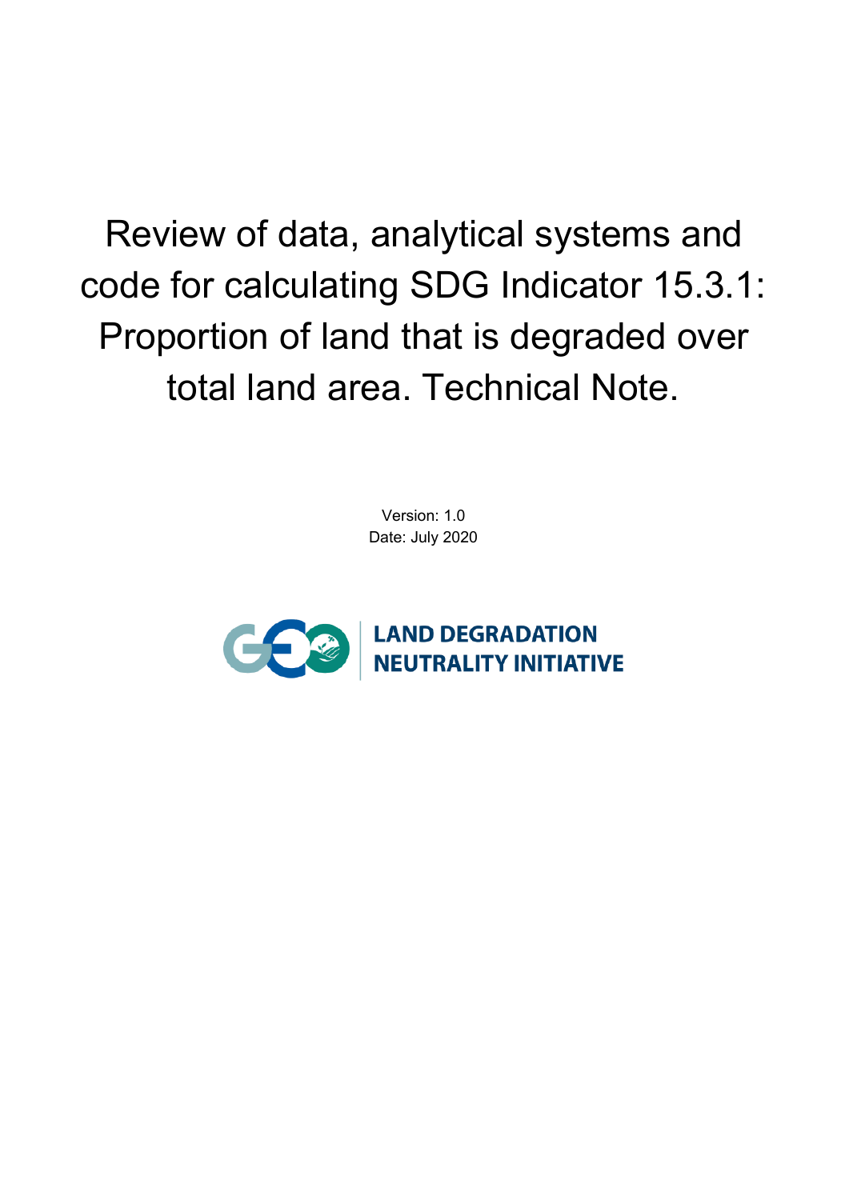# Review of data, analytical systems and code for calculating SDG Indicator 15.3.1: Proportion of land that is degraded over total land area. Technical Note.

Version: 1.0
Date: July 2020

LAND DEGRADATION
NEUTRALITY INITIATIVE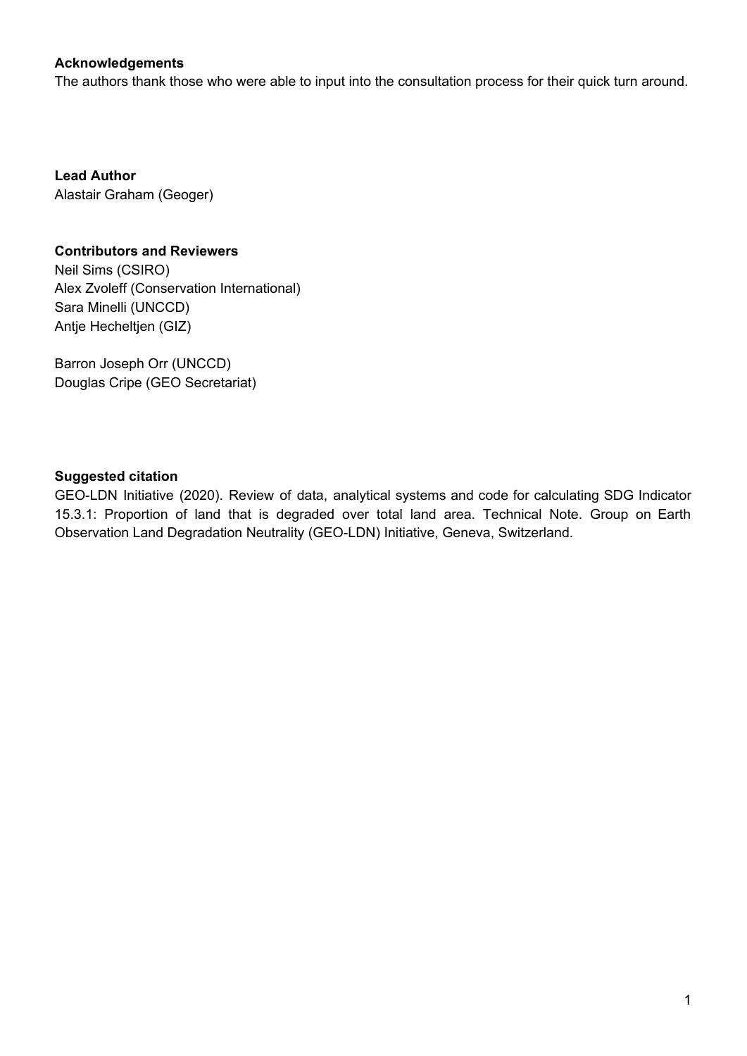**Acknowledgements**

The authors thank those who were able to input into the consultation process for their quick turn around.

**Lead Author**

Alastair Graham (Geoger)

**Contributors and Reviewers**

Neil Sims (CSIRO)
Alex Zvoleff (Conservation International)
Sara Minelli (UNCCD)
Antje Hecheltjen (GIZ)

Barron Joseph Orr (UNCCD)
Douglas Cripe (GEO Secretariat)

**Suggested citation**

GEO-LDN Initiative (2020). Review of data, analytical systems and code for calculating SDG Indicator 15.3.1: Proportion of land that is degraded over total land area. Technical Note. Group on Earth Observation Land Degradation Neutrality (GEO-LDN) Initiative, Geneva, Switzerland.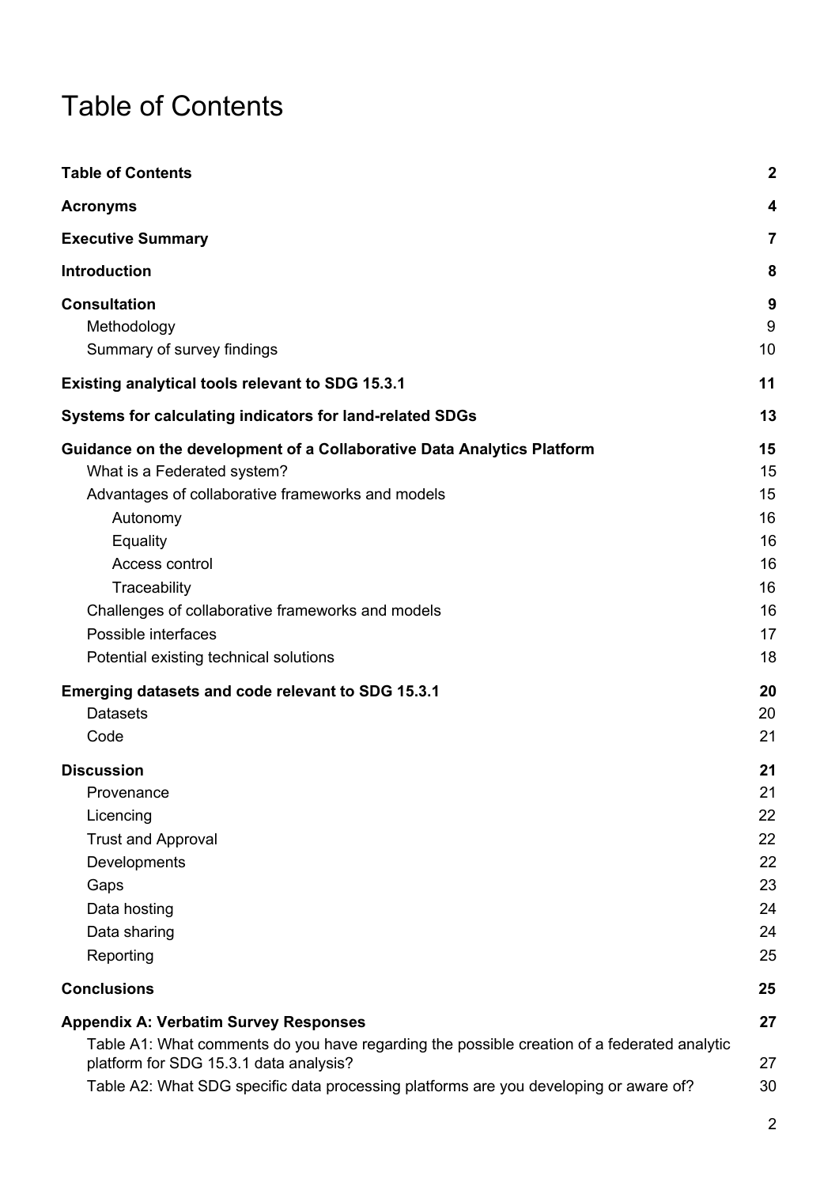# Table of Contents

| | |
|---|---|
| **Table of Contents** | **2** |
| **Acronyms** | **4** |
| **Executive Summary** | **7** |
| **Introduction** | **8** |
| **Consultation** | **9** |
| Methodology | 9 |
| Summary of survey findings | 10 |
| **Existing analytical tools relevant to SDG 15.3.1** | **11** |
| **Systems for calculating indicators for land-related SDGs** | **13** |
| **Guidance on the development of a Collaborative Data Analytics Platform** | **15** |
| What is a Federated system? | 15 |
| Advantages of collaborative frameworks and models | 15 |
| Autonomy | 16 |
| Equality | 16 |
| Access control | 16 |
| Traceability | 16 |
| Challenges of collaborative frameworks and models | 16 |
| Possible interfaces | 17 |
| Potential existing technical solutions | 18 |
| **Emerging datasets and code relevant to SDG 15.3.1** | **20** |
| Datasets | 20 |
| Code | 21 |
| **Discussion** | **21** |
| Provenance | 21 |
| Licencing | 22 |
| Trust and Approval | 22 |
| Developments | 22 |
| Gaps | 23 |
| Data hosting | 24 |
| Data sharing | 24 |
| Reporting | 25 |
| **Conclusions** | **25** |
| **Appendix A: Verbatim Survey Responses** | **27** |
| Table A1: What comments do you have regarding the possible creation of a federated analytic platform for SDG 15.3.1 data analysis? | 27 |
| Table A2: What SDG specific data processing platforms are you developing or aware of? | 30 |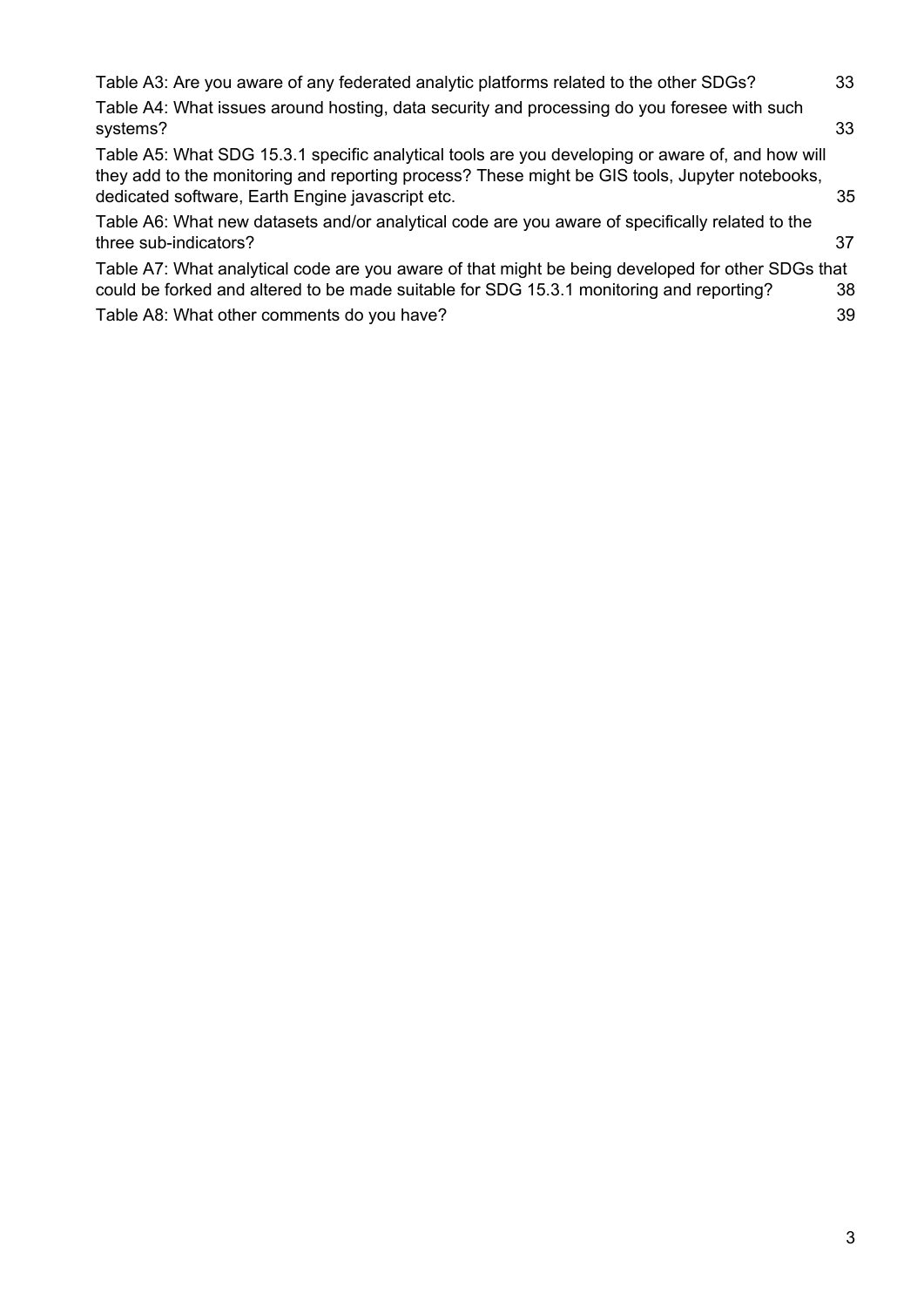Table A3: Are you aware of any federated analytic platforms related to the other SDGs? 33

Table A4: What issues around hosting, data security and processing do you foresee with such systems? 33

Table A5: What SDG 15.3.1 specific analytical tools are you developing or aware of, and how will they add to the monitoring and reporting process? These might be GIS tools, Jupyter notebooks, dedicated software, Earth Engine javascript etc. 35

Table A6: What new datasets and/or analytical code are you aware of specifically related to the three sub-indicators? 37

Table A7: What analytical code are you aware of that might be being developed for other SDGs that could be forked and altered to be made suitable for SDG 15.3.1 monitoring and reporting? 38

Table A8: What other comments do you have? 39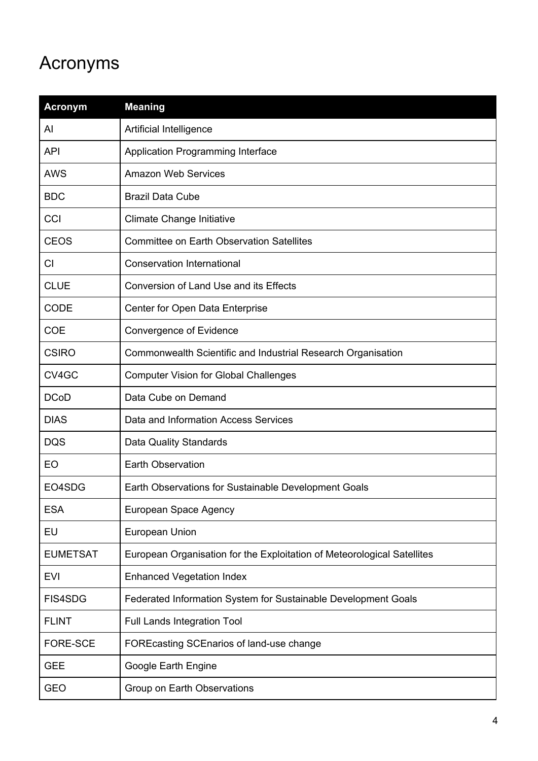# Acronyms

| Acronym | Meaning |
| --- | --- |
| AI | Artificial Intelligence |
| API | Application Programming Interface |
| AWS | Amazon Web Services |
| BDC | Brazil Data Cube |
| CCI | Climate Change Initiative |
| CEOS | Committee on Earth Observation Satellites |
| CI | Conservation International |
| CLUE | Conversion of Land Use and its Effects |
| CODE | Center for Open Data Enterprise |
| COE | Convergence of Evidence |
| CSIRO | Commonwealth Scientific and Industrial Research Organisation |
| CV4GC | Computer Vision for Global Challenges |
| DCoD | Data Cube on Demand |
| DIAS | Data and Information Access Services |
| DQS | Data Quality Standards |
| EO | Earth Observation |
| EO4SDG | Earth Observations for Sustainable Development Goals |
| ESA | European Space Agency |
| EU | European Union |
| EUMETSAT | European Organisation for the Exploitation of Meteorological Satellites |
| EVI | Enhanced Vegetation Index |
| FIS4SDG | Federated Information System for Sustainable Development Goals |
| FLINT | Full Lands Integration Tool |
| FORE-SCE | FOREcasting SCEnarios of land-use change |
| GEE | Google Earth Engine |
| GEO | Group on Earth Observations |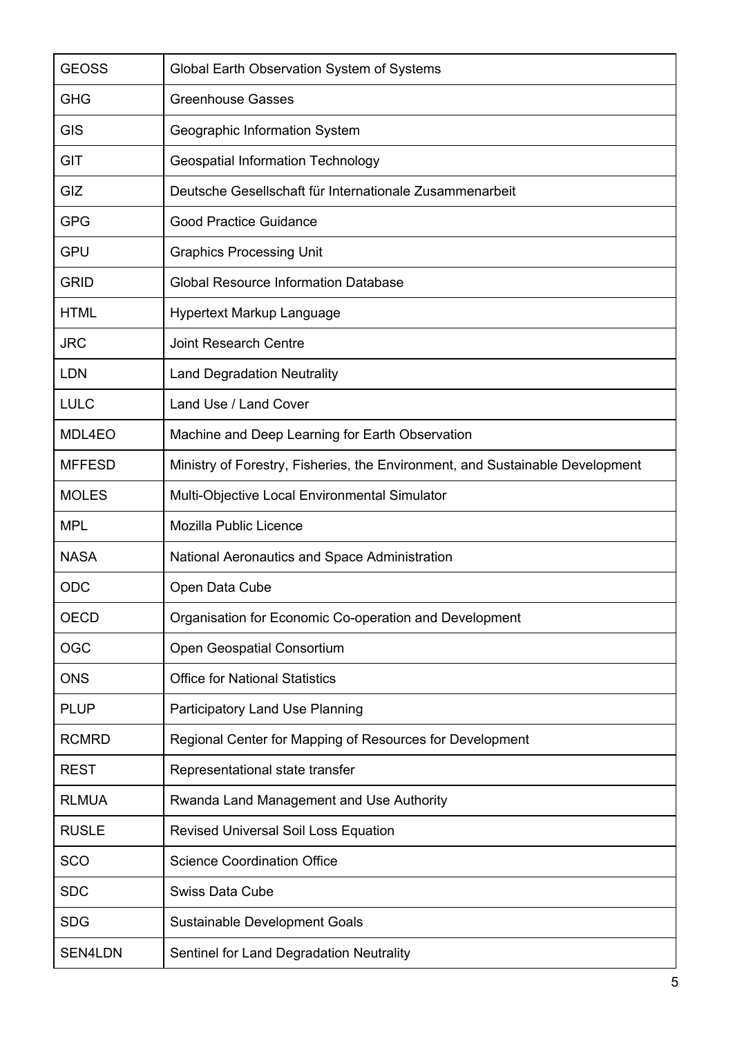| | |
|---|---|
| GEOSS | Global Earth Observation System of Systems |
| GHG | Greenhouse Gasses |
| GIS | Geographic Information System |
| GIT | Geospatial Information Technology |
| GIZ | Deutsche Gesellschaft für Internationale Zusammenarbeit |
| GPG | Good Practice Guidance |
| GPU | Graphics Processing Unit |
| GRID | Global Resource Information Database |
| HTML | Hypertext Markup Language |
| JRC | Joint Research Centre |
| LDN | Land Degradation Neutrality |
| LULC | Land Use / Land Cover |
| MDL4EO | Machine and Deep Learning for Earth Observation |
| MFFESD | Ministry of Forestry, Fisheries, the Environment, and Sustainable Development |
| MOLES | Multi-Objective Local Environmental Simulator |
| MPL | Mozilla Public Licence |
| NASA | National Aeronautics and Space Administration |
| ODC | Open Data Cube |
| OECD | Organisation for Economic Co-operation and Development |
| OGC | Open Geospatial Consortium |
| ONS | Office for National Statistics |
| PLUP | Participatory Land Use Planning |
| RCMRD | Regional Center for Mapping of Resources for Development |
| REST | Representational state transfer |
| RLMUA | Rwanda Land Management and Use Authority |
| RUSLE | Revised Universal Soil Loss Equation |
| SCO | Science Coordination Office |
| SDC | Swiss Data Cube |
| SDG | Sustainable Development Goals |
| SEN4LDN | Sentinel for Land Degradation Neutrality |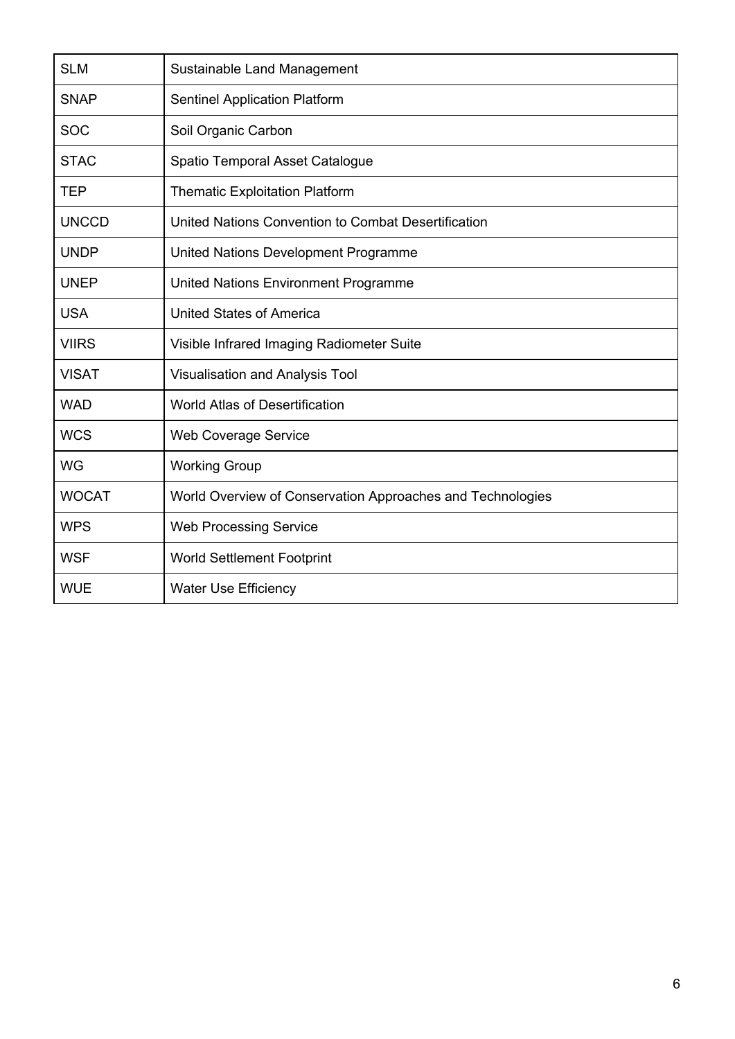| SLM | Sustainable Land Management |
|---|---|
| SNAP | Sentinel Application Platform |
| SOC | Soil Organic Carbon |
| STAC | Spatio Temporal Asset Catalogue |
| TEP | Thematic Exploitation Platform |
| UNCCD | United Nations Convention to Combat Desertification |
| UNDP | United Nations Development Programme |
| UNEP | United Nations Environment Programme |
| USA | United States of America |
| VIIRS | Visible Infrared Imaging Radiometer Suite |
| VISAT | Visualisation and Analysis Tool |
| WAD | World Atlas of Desertification |
| WCS | Web Coverage Service |
| WG | Working Group |
| WOCAT | World Overview of Conservation Approaches and Technologies |
| WPS | Web Processing Service |
| WSF | World Settlement Footprint |
| WUE | Water Use Efficiency |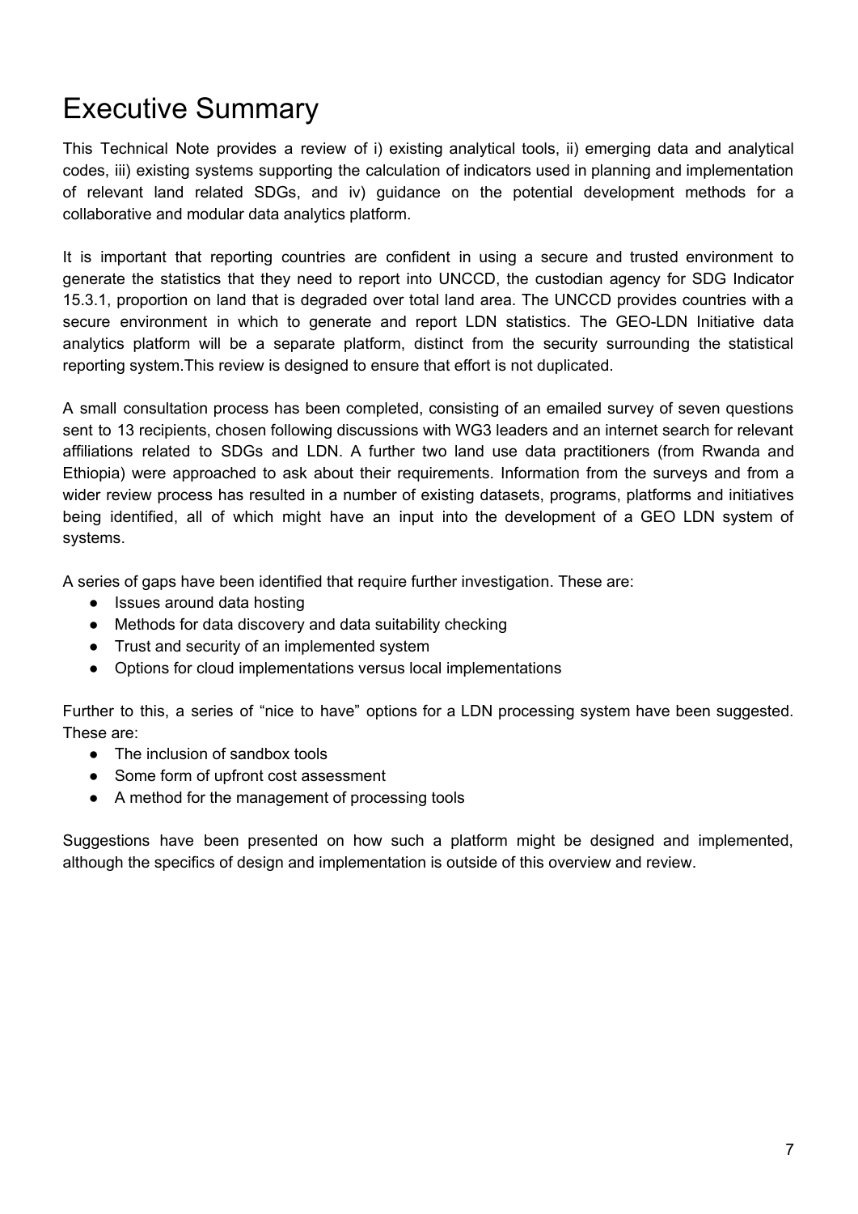# Executive Summary

This Technical Note provides a review of i) existing analytical tools, ii) emerging data and analytical codes, iii) existing systems supporting the calculation of indicators used in planning and implementation of relevant land related SDGs, and iv) guidance on the potential development methods for a collaborative and modular data analytics platform.

It is important that reporting countries are confident in using a secure and trusted environment to generate the statistics that they need to report into UNCCD, the custodian agency for SDG Indicator 15.3.1, proportion on land that is degraded over total land area. The UNCCD provides countries with a secure environment in which to generate and report LDN statistics. The GEO-LDN Initiative data analytics platform will be a separate platform, distinct from the security surrounding the statistical reporting system.This review is designed to ensure that effort is not duplicated.

A small consultation process has been completed, consisting of an emailed survey of seven questions sent to 13 recipients, chosen following discussions with WG3 leaders and an internet search for relevant affiliations related to SDGs and LDN. A further two land use data practitioners (from Rwanda and Ethiopia) were approached to ask about their requirements. Information from the surveys and from a wider review process has resulted in a number of existing datasets, programs, platforms and initiatives being identified, all of which might have an input into the development of a GEO LDN system of systems.

A series of gaps have been identified that require further investigation. These are:

- Issues around data hosting
- Methods for data discovery and data suitability checking
- Trust and security of an implemented system
- Options for cloud implementations versus local implementations

Further to this, a series of “nice to have” options for a LDN processing system have been suggested. These are:

- The inclusion of sandbox tools
- Some form of upfront cost assessment
- A method for the management of processing tools

Suggestions have been presented on how such a platform might be designed and implemented, although the specifics of design and implementation is outside of this overview and review.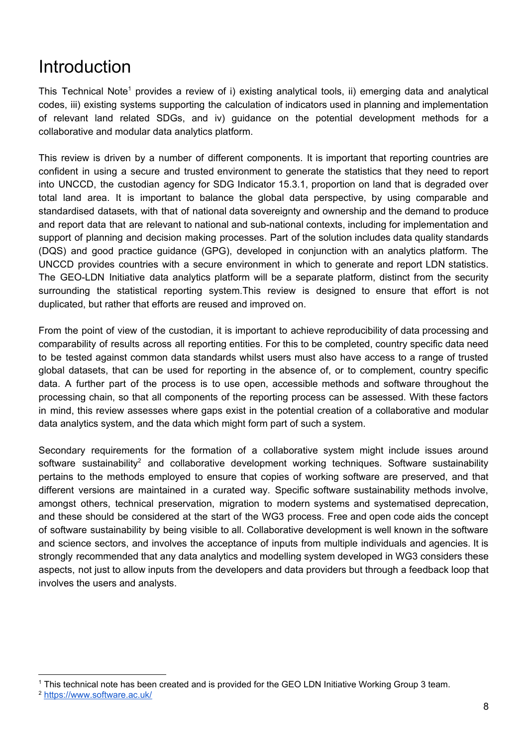# Introduction

This Technical Note[1] provides a review of i) existing analytical tools, ii) emerging data and analytical codes, iii) existing systems supporting the calculation of indicators used in planning and implementation of relevant land related SDGs, and iv) guidance on the potential development methods for a collaborative and modular data analytics platform.

This review is driven by a number of different components. It is important that reporting countries are confident in using a secure and trusted environment to generate the statistics that they need to report into UNCCD, the custodian agency for SDG Indicator 15.3.1, proportion on land that is degraded over total land area. It is important to balance the global data perspective, by using comparable and standardised datasets, with that of national data sovereignty and ownership and the demand to produce and report data that are relevant to national and sub-national contexts, including for implementation and support of planning and decision making processes. Part of the solution includes data quality standards (DQS) and good practice guidance (GPG), developed in conjunction with an analytics platform. The UNCCD provides countries with a secure environment in which to generate and report LDN statistics. The GEO-LDN Initiative data analytics platform will be a separate platform, distinct from the security surrounding the statistical reporting system.This review is designed to ensure that effort is not duplicated, but rather that efforts are reused and improved on.

From the point of view of the custodian, it is important to achieve reproducibility of data processing and comparability of results across all reporting entities. For this to be completed, country specific data need to be tested against common data standards whilst users must also have access to a range of trusted global datasets, that can be used for reporting in the absence of, or to complement, country specific data. A further part of the process is to use open, accessible methods and software throughout the processing chain, so that all components of the reporting process can be assessed. With these factors in mind, this review assesses where gaps exist in the potential creation of a collaborative and modular data analytics system, and the data which might form part of such a system.

Secondary requirements for the formation of a collaborative system might include issues around software sustainability[2] and collaborative development working techniques. Software sustainability pertains to the methods employed to ensure that copies of working software are preserved, and that different versions are maintained in a curated way. Specific software sustainability methods involve, amongst others, technical preservation, migration to modern systems and systematised deprecation, and these should be considered at the start of the WG3 process. Free and open code aids the concept of software sustainability by being visible to all. Collaborative development is well known in the software and science sectors, and involves the acceptance of inputs from multiple individuals and agencies. It is strongly recommended that any data analytics and modelling system developed in WG3 considers these aspects, not just to allow inputs from the developers and data providers but through a feedback loop that involves the users and analysts.

[1] This technical note has been created and is provided for the GEO LDN Initiative Working Group 3 team.

[2] https://www.software.ac.uk/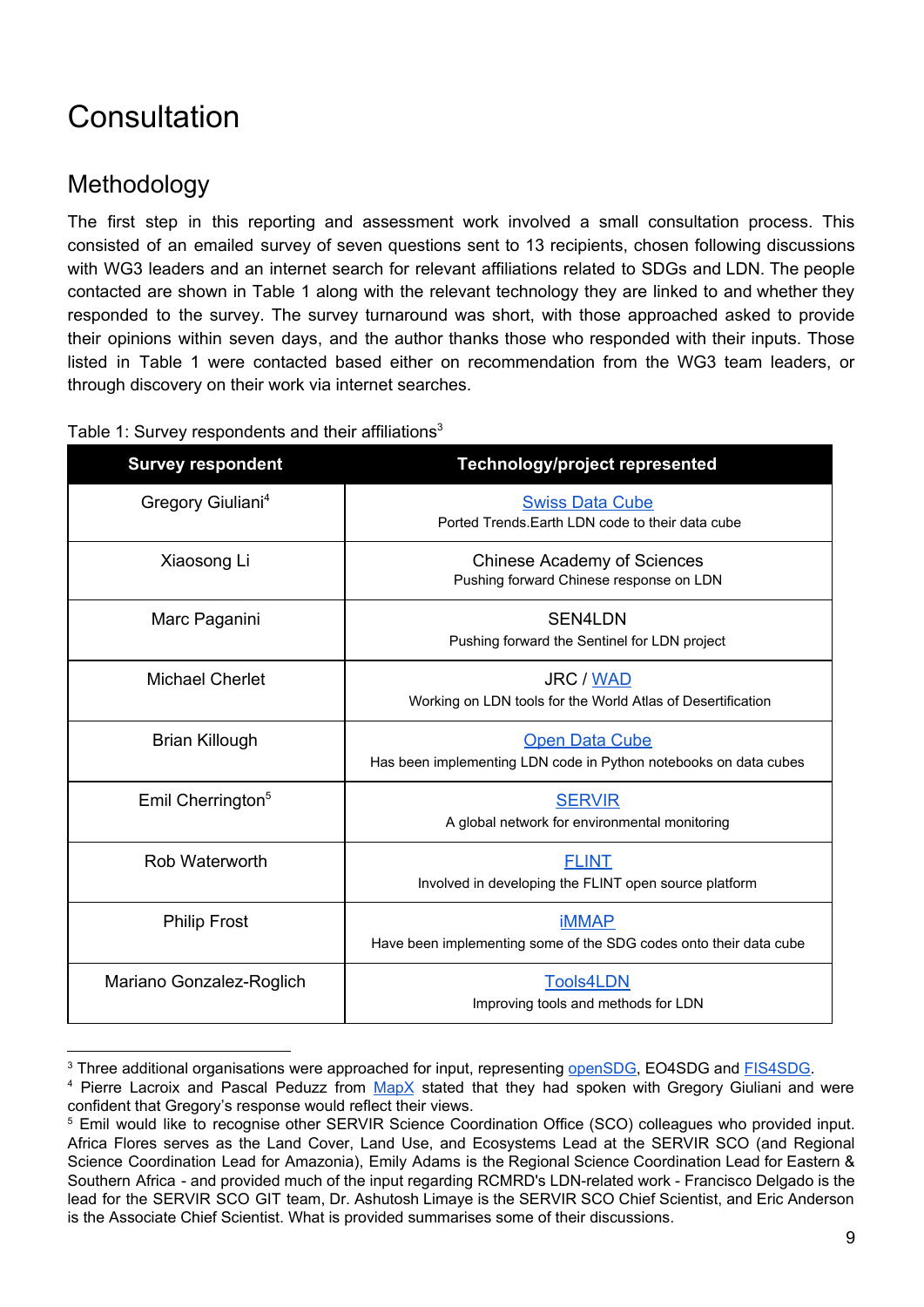# Consultation

## Methodology

The first step in this reporting and assessment work involved a small consultation process. This consisted of an emailed survey of seven questions sent to 13 recipients, chosen following discussions with WG3 leaders and an internet search for relevant affiliations related to SDGs and LDN. The people contacted are shown in Table 1 along with the relevant technology they are linked to and whether they responded to the survey. The survey turnaround was short, with those approached asked to provide their opinions within seven days, and the author thanks those who responded with their inputs. Those listed in Table 1 were contacted based either on recommendation from the WG3 team leaders, or through discovery on their work via internet searches.

Table 1: Survey respondents and their affiliations[3]

| Survey respondent | Technology/project represented |
|---|---|
| Gregory Giuliani[4] | Swiss Data Cube<br>Ported Trends.Earth LDN code to their data cube |
| Xiaosong Li | Chinese Academy of Sciences<br>Pushing forward Chinese response on LDN |
| Marc Paganini | SEN4LDN<br>Pushing forward the Sentinel for LDN project |
| Michael Cherlet | JRC / WAD<br>Working on LDN tools for the World Atlas of Desertification |
| Brian Killough | Open Data Cube<br>Has been implementing LDN code in Python notebooks on data cubes |
| Emil Cherrington[5] | SERVIR<br>A global network for environmental monitoring |
| Rob Waterworth | FLINT<br>Involved in developing the FLINT open source platform |
| Philip Frost | iMMAP<br>Have been implementing some of the SDG codes onto their data cube |
| Mariano Gonzalez-Roglich | Tools4LDN<br>Improving tools and methods for LDN |

[3] Three additional organisations were approached for input, representing openSDG, EO4SDG and FIS4SDG.

[4] Pierre Lacroix and Pascal Peduzz from MapX stated that they had spoken with Gregory Giuliani and were confident that Gregory's response would reflect their views.

[5] Emil would like to recognise other SERVIR Science Coordination Office (SCO) colleagues who provided input. Africa Flores serves as the Land Cover, Land Use, and Ecosystems Lead at the SERVIR SCO (and Regional Science Coordination Lead for Amazonia), Emily Adams is the Regional Science Coordination Lead for Eastern & Southern Africa - and provided much of the input regarding RCMRD's LDN-related work - Francisco Delgado is the lead for the SERVIR SCO GIT team, Dr. Ashutosh Limaye is the SERVIR SCO Chief Scientist, and Eric Anderson is the Associate Chief Scientist. What is provided summarises some of their discussions.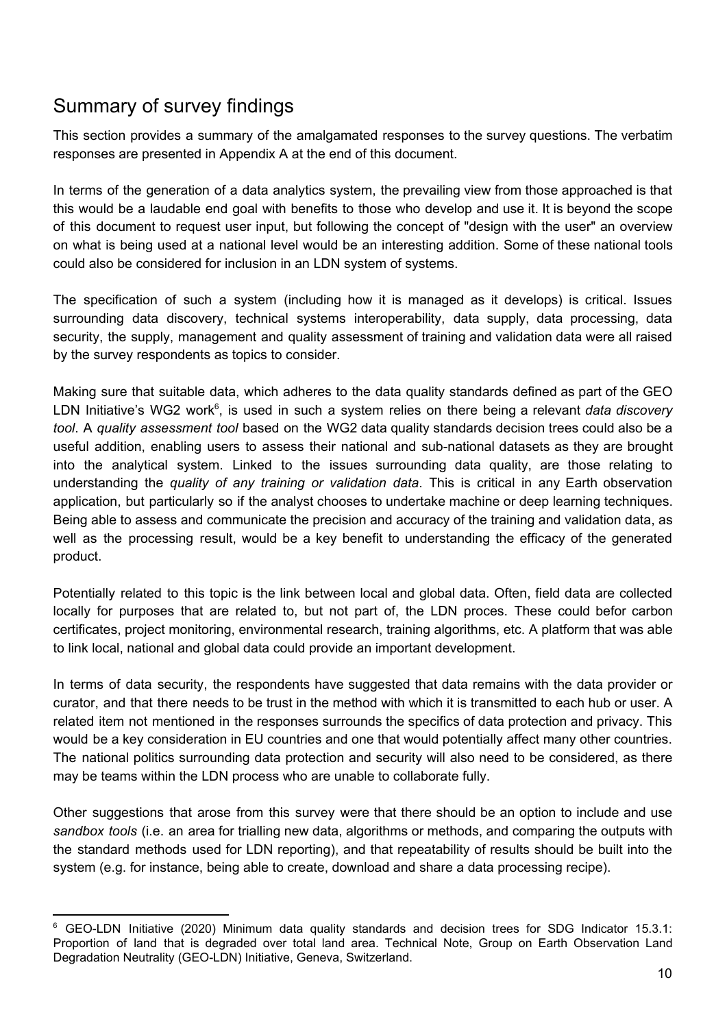## Summary of survey findings

This section provides a summary of the amalgamated responses to the survey questions. The verbatim responses are presented in Appendix A at the end of this document.

In terms of the generation of a data analytics system, the prevailing view from those approached is that this would be a laudable end goal with benefits to those who develop and use it. It is beyond the scope of this document to request user input, but following the concept of "design with the user" an overview on what is being used at a national level would be an interesting addition. Some of these national tools could also be considered for inclusion in an LDN system of systems.

The specification of such a system (including how it is managed as it develops) is critical. Issues surrounding data discovery, technical systems interoperability, data supply, data processing, data security, the supply, management and quality assessment of training and validation data were all raised by the survey respondents as topics to consider.

Making sure that suitable data, which adheres to the data quality standards defined as part of the GEO LDN Initiative's WG2 work[6], is used in such a system relies on there being a relevant *data discovery tool*. A *quality assessment tool* based on the WG2 data quality standards decision trees could also be a useful addition, enabling users to assess their national and sub-national datasets as they are brought into the analytical system. Linked to the issues surrounding data quality, are those relating to understanding the *quality of any training or validation data*. This is critical in any Earth observation application, but particularly so if the analyst chooses to undertake machine or deep learning techniques. Being able to assess and communicate the precision and accuracy of the training and validation data, as well as the processing result, would be a key benefit to understanding the efficacy of the generated product.

Potentially related to this topic is the link between local and global data. Often, field data are collected locally for purposes that are related to, but not part of, the LDN proces. These could befor carbon certificates, project monitoring, environmental research, training algorithms, etc. A platform that was able to link local, national and global data could provide an important development.

In terms of data security, the respondents have suggested that data remains with the data provider or curator, and that there needs to be trust in the method with which it is transmitted to each hub or user. A related item not mentioned in the responses surrounds the specifics of data protection and privacy. This would be a key consideration in EU countries and one that would potentially affect many other countries. The national politics surrounding data protection and security will also need to be considered, as there may be teams within the LDN process who are unable to collaborate fully.

Other suggestions that arose from this survey were that there should be an option to include and use *sandbox tools* (i.e. an area for trialling new data, algorithms or methods, and comparing the outputs with the standard methods used for LDN reporting), and that repeatability of results should be built into the system (e.g. for instance, being able to create, download and share a data processing recipe).

[6] GEO-LDN Initiative (2020) Minimum data quality standards and decision trees for SDG Indicator 15.3.1: Proportion of land that is degraded over total land area. Technical Note, Group on Earth Observation Land Degradation Neutrality (GEO-LDN) Initiative, Geneva, Switzerland.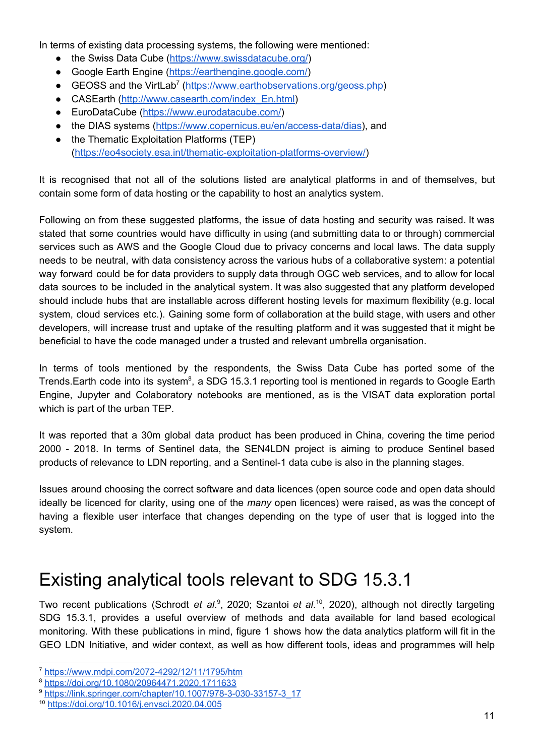In terms of existing data processing systems, the following were mentioned:

- the Swiss Data Cube (https://www.swissdatacube.org/)
- Google Earth Engine (https://earthengine.google.com/)
- GEOSS and the VirtLab[7] (https://www.earthobservations.org/geoss.php)
- CASEarth (http://www.casearth.com/index_En.html)
- EuroDataCube (https://www.eurodatacube.com/)
- the DIAS systems (https://www.copernicus.eu/en/access-data/dias), and
- the Thematic Exploitation Platforms (TEP) (https://eo4society.esa.int/thematic-exploitation-platforms-overview/)

It is recognised that not all of the solutions listed are analytical platforms in and of themselves, but contain some form of data hosting or the capability to host an analytics system.

Following on from these suggested platforms, the issue of data hosting and security was raised. It was stated that some countries would have difficulty in using (and submitting data to or through) commercial services such as AWS and the Google Cloud due to privacy concerns and local laws. The data supply needs to be neutral, with data consistency across the various hubs of a collaborative system: a potential way forward could be for data providers to supply data through OGC web services, and to allow for local data sources to be included in the analytical system. It was also suggested that any platform developed should include hubs that are installable across different hosting levels for maximum flexibility (e.g. local system, cloud services etc.). Gaining some form of collaboration at the build stage, with users and other developers, will increase trust and uptake of the resulting platform and it was suggested that it might be beneficial to have the code managed under a trusted and relevant umbrella organisation.

In terms of tools mentioned by the respondents, the Swiss Data Cube has ported some of the Trends.Earth code into its system[8], a SDG 15.3.1 reporting tool is mentioned in regards to Google Earth Engine, Jupyter and Colaboratory notebooks are mentioned, as is the VISAT data exploration portal which is part of the urban TEP.

It was reported that a 30m global data product has been produced in China, covering the time period 2000 - 2018. In terms of Sentinel data, the SEN4LDN project is aiming to produce Sentinel based products of relevance to LDN reporting, and a Sentinel-1 data cube is also in the planning stages.

Issues around choosing the correct software and data licences (open source code and open data should ideally be licenced for clarity, using one of the *many* open licences) were raised, as was the concept of having a flexible user interface that changes depending on the type of user that is logged into the system.

# Existing analytical tools relevant to SDG 15.3.1

Two recent publications (Schrodt *et al.*[9], 2020; Szantoi *et al.*[10], 2020), although not directly targeting SDG 15.3.1, provides a useful overview of methods and data available for land based ecological monitoring. With these publications in mind, figure 1 shows how the data analytics platform will fit in the GEO LDN Initiative, and wider context, as well as how different tools, ideas and programmes will help

---

[7] https://www.mdpi.com/2072-4292/12/11/1795/htm

[8] https://doi.org/10.1080/20964471.2020.1711633

[9] https://link.springer.com/chapter/10.1007/978-3-030-33157-3_17

[10] https://doi.org/10.1016/j.envsci.2020.04.005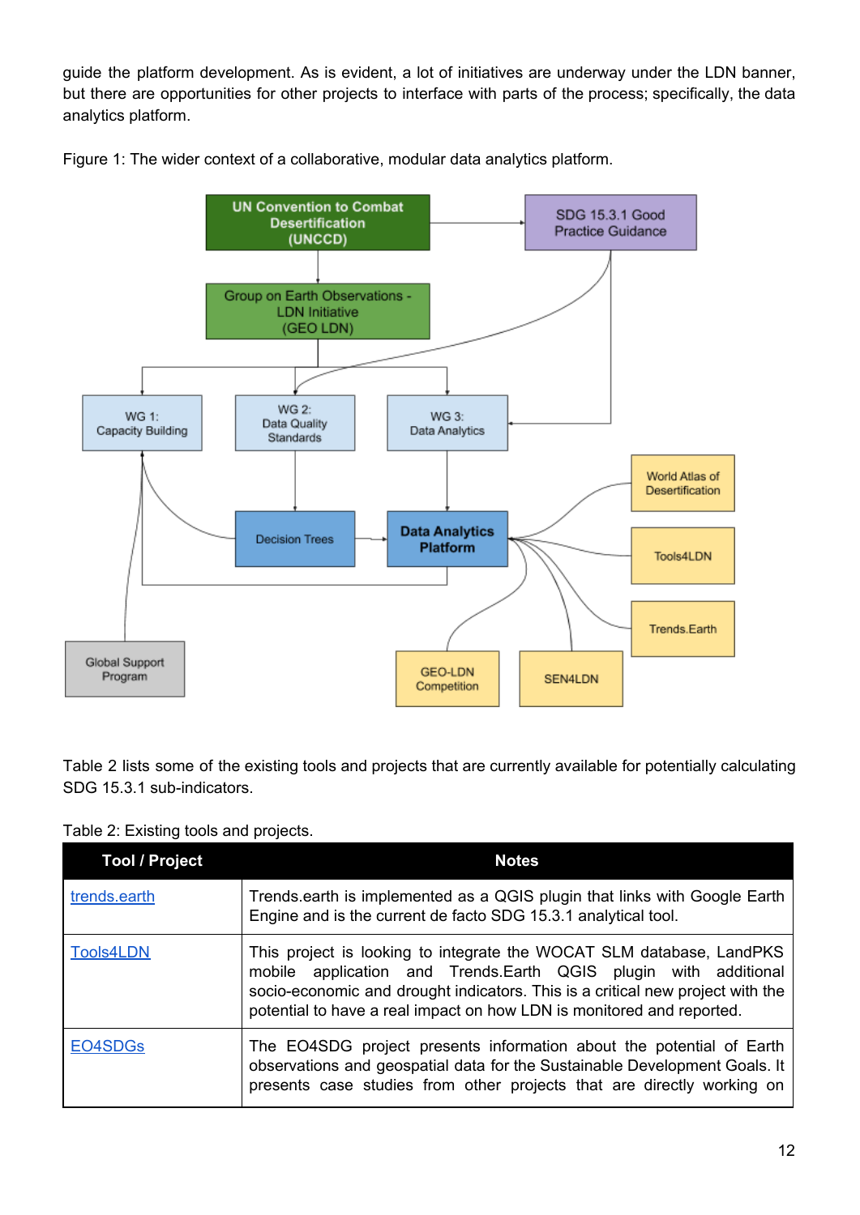guide the platform development. As is evident, a lot of initiatives are underway under the LDN banner, but there are opportunities for other projects to interface with parts of the process; specifically, the data analytics platform.

Figure 1: The wider context of a collaborative, modular data analytics platform.

Table 2 lists some of the existing tools and projects that are currently available for potentially calculating SDG 15.3.1 sub-indicators.

Table 2: Existing tools and projects.

| Tool / Project | Notes |
|---|---|
| trends.earth | Trends.earth is implemented as a QGIS plugin that links with Google Earth Engine and is the current de facto SDG 15.3.1 analytical tool. |
| Tools4LDN | This project is looking to integrate the WOCAT SLM database, LandPKS mobile application and Trends.Earth QGIS plugin with additional socio-economic and drought indicators. This is a critical new project with the potential to have a real impact on how LDN is monitored and reported. |
| EO4SDGs | The EO4SDG project presents information about the potential of Earth observations and geospatial data for the Sustainable Development Goals. It presents case studies from other projects that are directly working on |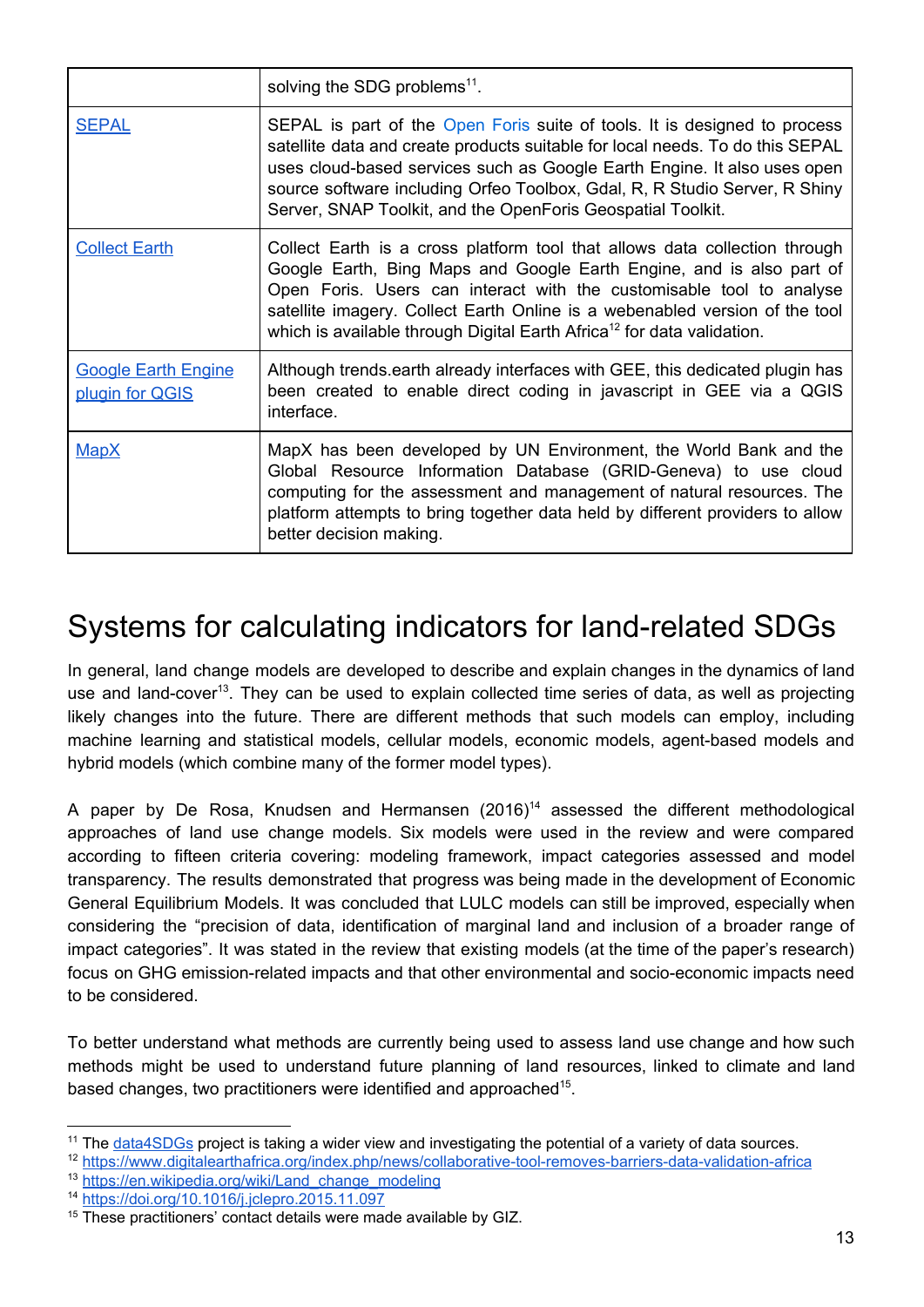| | |
|---|---|
| | solving the SDG problems[11]. |
| SEPAL | SEPAL is part of the Open Foris suite of tools. It is designed to process satellite data and create products suitable for local needs. To do this SEPAL uses cloud-based services such as Google Earth Engine. It also uses open source software including Orfeo Toolbox, Gdal, R, R Studio Server, R Shiny Server, SNAP Toolkit, and the OpenForis Geospatial Toolkit. |
| Collect Earth | Collect Earth is a cross platform tool that allows data collection through Google Earth, Bing Maps and Google Earth Engine, and is also part of Open Foris. Users can interact with the customisable tool to analyse satellite imagery. Collect Earth Online is a webenabled version of the tool which is available through Digital Earth Africa[12] for data validation. |
| Google Earth Engine plugin for QGIS | Although trends.earth already interfaces with GEE, this dedicated plugin has been created to enable direct coding in javascript in GEE via a QGIS interface. |
| MapX | MapX has been developed by UN Environment, the World Bank and the Global Resource Information Database (GRID-Geneva) to use cloud computing for the assessment and management of natural resources. The platform attempts to bring together data held by different providers to allow better decision making. |

# Systems for calculating indicators for land-related SDGs

In general, land change models are developed to describe and explain changes in the dynamics of land use and land-cover[13]. They can be used to explain collected time series of data, as well as projecting likely changes into the future. There are different methods that such models can employ, including machine learning and statistical models, cellular models, economic models, agent-based models and hybrid models (which combine many of the former model types).

A paper by De Rosa, Knudsen and Hermansen (2016)[14] assessed the different methodological approaches of land use change models. Six models were used in the review and were compared according to fifteen criteria covering: modeling framework, impact categories assessed and model transparency. The results demonstrated that progress was being made in the development of Economic General Equilibrium Models. It was concluded that LULC models can still be improved, especially when considering the "precision of data, identification of marginal land and inclusion of a broader range of impact categories". It was stated in the review that existing models (at the time of the paper's research) focus on GHG emission-related impacts and that other environmental and socio-economic impacts need to be considered.

To better understand what methods are currently being used to assess land use change and how such methods might be used to understand future planning of land resources, linked to climate and land based changes, two practitioners were identified and approached[15].

---

[11] The data4SDGs project is taking a wider view and investigating the potential of a variety of data sources.

[12] https://www.digitalearthafrica.org/index.php/news/collaborative-tool-removes-barriers-data-validation-africa

[13] https://en.wikipedia.org/wiki/Land_change_modeling

[14] https://doi.org/10.1016/j.jclepro.2015.11.097

[15] These practitioners' contact details were made available by GIZ.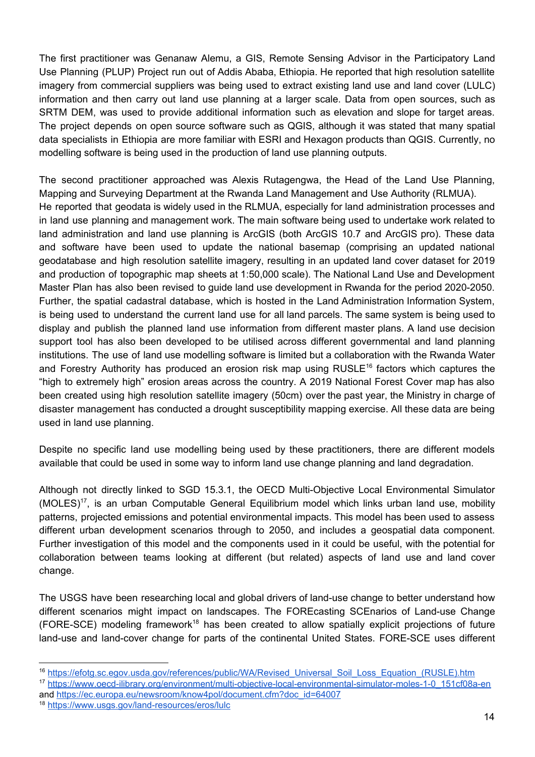The first practitioner was Genanaw Alemu, a GIS, Remote Sensing Advisor in the Participatory Land Use Planning (PLUP) Project run out of Addis Ababa, Ethiopia. He reported that high resolution satellite imagery from commercial suppliers was being used to extract existing land use and land cover (LULC) information and then carry out land use planning at a larger scale. Data from open sources, such as SRTM DEM, was used to provide additional information such as elevation and slope for target areas. The project depends on open source software such as QGIS, although it was stated that many spatial data specialists in Ethiopia are more familiar with ESRI and Hexagon products than QGIS. Currently, no modelling software is being used in the production of land use planning outputs.

The second practitioner approached was Alexis Rutagengwa, the Head of the Land Use Planning, Mapping and Surveying Department at the Rwanda Land Management and Use Authority (RLMUA).
He reported that geodata is widely used in the RLMUA, especially for land administration processes and in land use planning and management work. The main software being used to undertake work related to land administration and land use planning is ArcGIS (both ArcGIS 10.7 and ArcGIS pro). These data and software have been used to update the national basemap (comprising an updated national geodatabase and high resolution satellite imagery, resulting in an updated land cover dataset for 2019 and production of topographic map sheets at 1:50,000 scale). The National Land Use and Development Master Plan has also been revised to guide land use development in Rwanda for the period 2020-2050. Further, the spatial cadastral database, which is hosted in the Land Administration Information System, is being used to understand the current land use for all land parcels. The same system is being used to display and publish the planned land use information from different master plans. A land use decision support tool has also been developed to be utilised across different governmental and land planning institutions. The use of land use modelling software is limited but a collaboration with the Rwanda Water and Forestry Authority has produced an erosion risk map using RUSLE[16] factors which captures the "high to extremely high" erosion areas across the country. A 2019 National Forest Cover map has also been created using high resolution satellite imagery (50cm) over the past year, the Ministry in charge of disaster management has conducted a drought susceptibility mapping exercise. All these data are being used in land use planning.

Despite no specific land use modelling being used by these practitioners, there are different models available that could be used in some way to inform land use change planning and land degradation.

Although not directly linked to SGD 15.3.1, the OECD Multi-Objective Local Environmental Simulator (MOLES)[17], is an urban Computable General Equilibrium model which links urban land use, mobility patterns, projected emissions and potential environmental impacts. This model has been used to assess different urban development scenarios through to 2050, and includes a geospatial data component. Further investigation of this model and the components used in it could be useful, with the potential for collaboration between teams looking at different (but related) aspects of land use and land cover change.

The USGS have been researching local and global drivers of land-use change to better understand how different scenarios might impact on landscapes. The FOREcasting SCEnarios of Land-use Change (FORE-SCE) modeling framework[18] has been created to allow spatially explicit projections of future land-use and land-cover change for parts of the continental United States. FORE-SCE uses different

---

[16] https://efotg.sc.egov.usda.gov/references/public/WA/Revised_Universal_Soil_Loss_Equation_(RUSLE).htm

[17] https://www.oecd-ilibrary.org/environment/multi-objective-local-environmental-simulator-moles-1-0_151cf08a-en and https://ec.europa.eu/newsroom/know4pol/document.cfm?doc_id=64007

[18] https://www.usgs.gov/land-resources/eros/lulc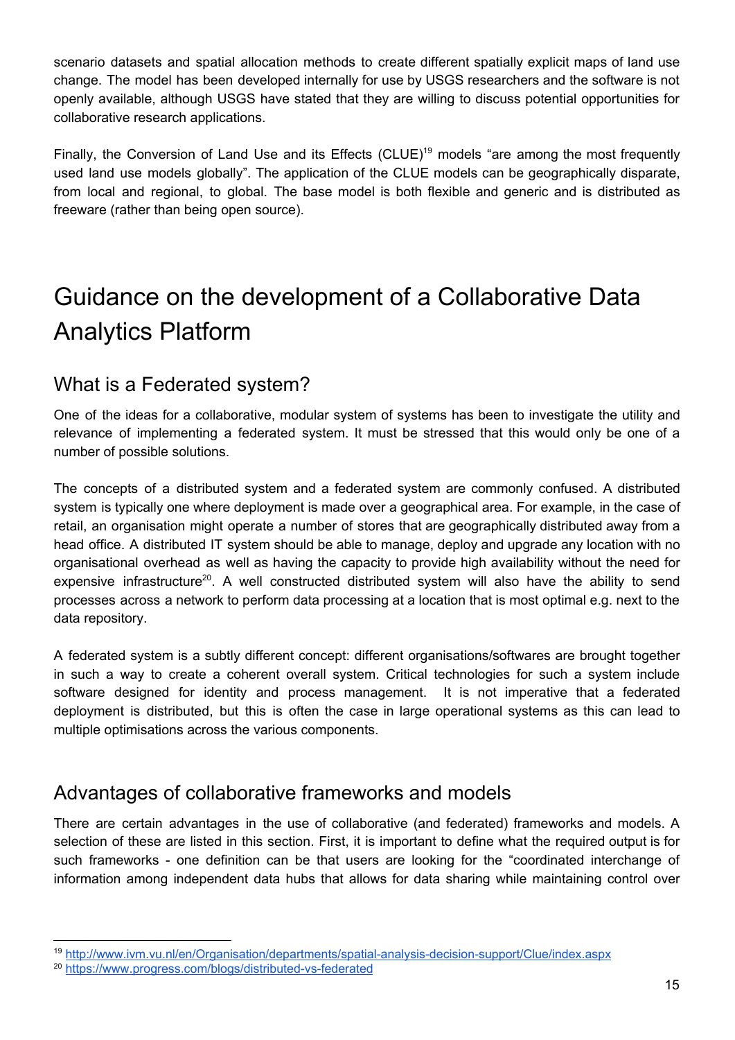scenario datasets and spatial allocation methods to create different spatially explicit maps of land use change. The model has been developed internally for use by USGS researchers and the software is not openly available, although USGS have stated that they are willing to discuss potential opportunities for collaborative research applications.

Finally, the Conversion of Land Use and its Effects (CLUE)[19] models "are among the most frequently used land use models globally". The application of the CLUE models can be geographically disparate, from local and regional, to global. The base model is both flexible and generic and is distributed as freeware (rather than being open source).

# Guidance on the development of a Collaborative Data Analytics Platform

## What is a Federated system?

One of the ideas for a collaborative, modular system of systems has been to investigate the utility and relevance of implementing a federated system. It must be stressed that this would only be one of a number of possible solutions.

The concepts of a distributed system and a federated system are commonly confused. A distributed system is typically one where deployment is made over a geographical area. For example, in the case of retail, an organisation might operate a number of stores that are geographically distributed away from a head office. A distributed IT system should be able to manage, deploy and upgrade any location with no organisational overhead as well as having the capacity to provide high availability without the need for expensive infrastructure[20]. A well constructed distributed system will also have the ability to send processes across a network to perform data processing at a location that is most optimal e.g. next to the data repository.

A federated system is a subtly different concept: different organisations/softwares are brought together in such a way to create a coherent overall system. Critical technologies for such a system include software designed for identity and process management. It is not imperative that a federated deployment is distributed, but this is often the case in large operational systems as this can lead to multiple optimisations across the various components.

## Advantages of collaborative frameworks and models

There are certain advantages in the use of collaborative (and federated) frameworks and models. A selection of these are listed in this section. First, it is important to define what the required output is for such frameworks - one definition can be that users are looking for the "coordinated interchange of information among independent data hubs that allows for data sharing while maintaining control over

---

[19] http://www.ivm.vu.nl/en/Organisation/departments/spatial-analysis-decision-support/Clue/index.aspx

[20] https://www.progress.com/blogs/distributed-vs-federated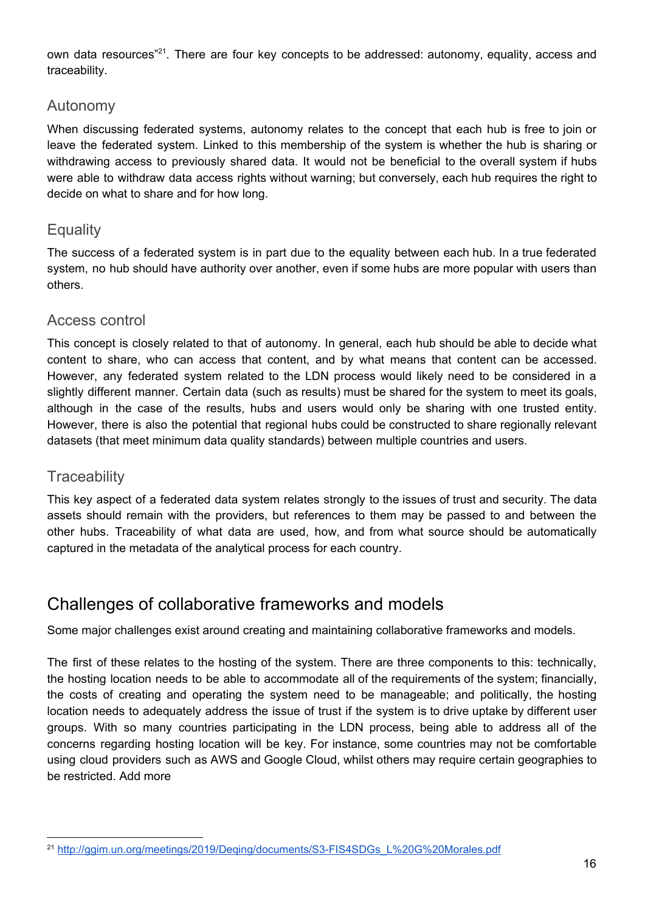own data resources"[21]. There are four key concepts to be addressed: autonomy, equality, access and traceability.

### Autonomy

When discussing federated systems, autonomy relates to the concept that each hub is free to join or leave the federated system. Linked to this membership of the system is whether the hub is sharing or withdrawing access to previously shared data. It would not be beneficial to the overall system if hubs were able to withdraw data access rights without warning; but conversely, each hub requires the right to decide on what to share and for how long.

### Equality

The success of a federated system is in part due to the equality between each hub. In a true federated system, no hub should have authority over another, even if some hubs are more popular with users than others.

### Access control

This concept is closely related to that of autonomy. In general, each hub should be able to decide what content to share, who can access that content, and by what means that content can be accessed. However, any federated system related to the LDN process would likely need to be considered in a slightly different manner. Certain data (such as results) must be shared for the system to meet its goals, although in the case of the results, hubs and users would only be sharing with one trusted entity. However, there is also the potential that regional hubs could be constructed to share regionally relevant datasets (that meet minimum data quality standards) between multiple countries and users.

### Traceability

This key aspect of a federated data system relates strongly to the issues of trust and security. The data assets should remain with the providers, but references to them may be passed to and between the other hubs. Traceability of what data are used, how, and from what source should be automatically captured in the metadata of the analytical process for each country.

## Challenges of collaborative frameworks and models

Some major challenges exist around creating and maintaining collaborative frameworks and models.

The first of these relates to the hosting of the system. There are three components to this: technically, the hosting location needs to be able to accommodate all of the requirements of the system; financially, the costs of creating and operating the system need to be manageable; and politically, the hosting location needs to adequately address the issue of trust if the system is to drive uptake by different user groups. With so many countries participating in the LDN process, being able to address all of the concerns regarding hosting location will be key. For instance, some countries may not be comfortable using cloud providers such as AWS and Google Cloud, whilst others may require certain geographies to be restricted. Add more

---

[21] http://ggim.un.org/meetings/2019/Deqing/documents/S3-FIS4SDGs_L%20G%20Morales.pdf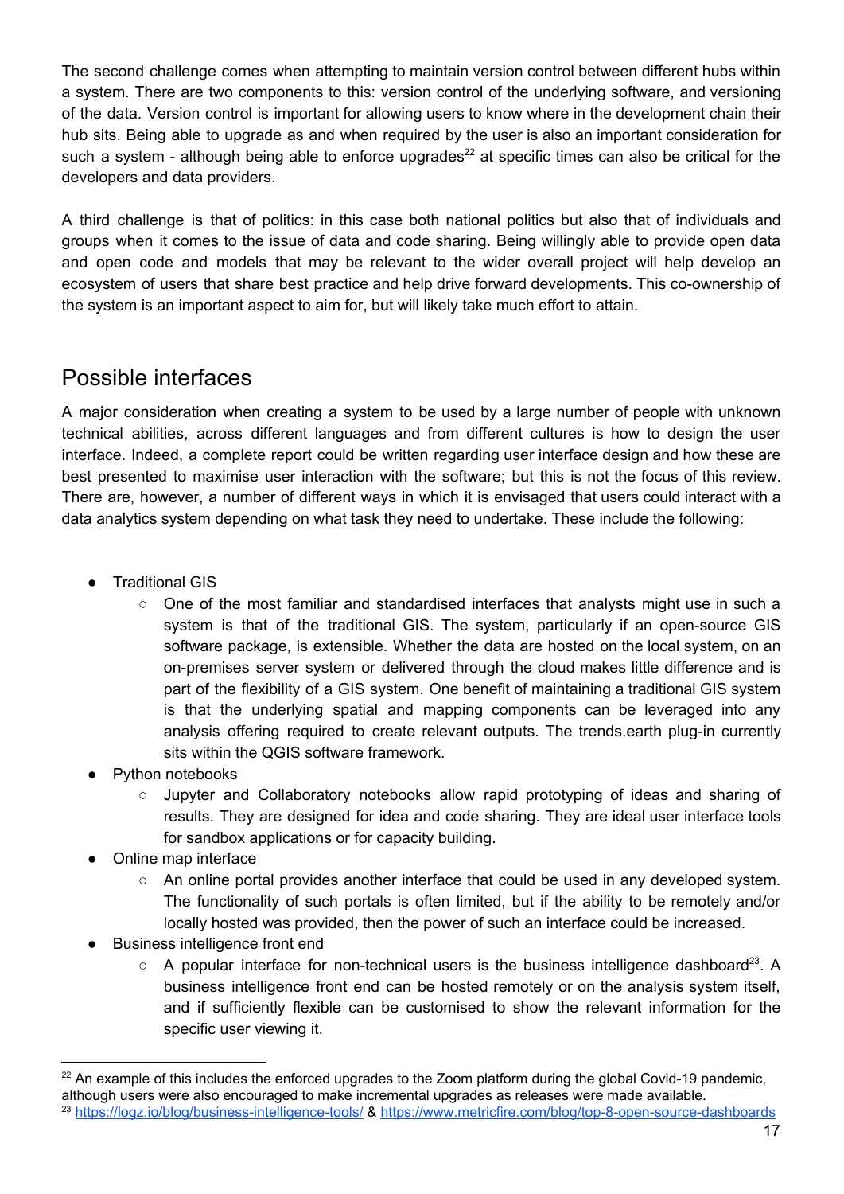The second challenge comes when attempting to maintain version control between different hubs within a system. There are two components to this: version control of the underlying software, and versioning of the data. Version control is important for allowing users to know where in the development chain their hub sits. Being able to upgrade as and when required by the user is also an important consideration for such a system - although being able to enforce upgrades[22] at specific times can also be critical for the developers and data providers.

A third challenge is that of politics: in this case both national politics but also that of individuals and groups when it comes to the issue of data and code sharing. Being willingly able to provide open data and open code and models that may be relevant to the wider overall project will help develop an ecosystem of users that share best practice and help drive forward developments. This co-ownership of the system is an important aspect to aim for, but will likely take much effort to attain.

## Possible interfaces

A major consideration when creating a system to be used by a large number of people with unknown technical abilities, across different languages and from different cultures is how to design the user interface. Indeed, a complete report could be written regarding user interface design and how these are best presented to maximise user interaction with the software; but this is not the focus of this review. There are, however, a number of different ways in which it is envisaged that users could interact with a data analytics system depending on what task they need to undertake. These include the following:

- Traditional GIS
  - One of the most familiar and standardised interfaces that analysts might use in such a system is that of the traditional GIS. The system, particularly if an open-source GIS software package, is extensible. Whether the data are hosted on the local system, on an on-premises server system or delivered through the cloud makes little difference and is part of the flexibility of a GIS system. One benefit of maintaining a traditional GIS system is that the underlying spatial and mapping components can be leveraged into any analysis offering required to create relevant outputs. The trends.earth plug-in currently sits within the QGIS software framework.
- Python notebooks
  - Jupyter and Collaboratory notebooks allow rapid prototyping of ideas and sharing of results. They are designed for idea and code sharing. They are ideal user interface tools for sandbox applications or for capacity building.
- Online map interface
  - An online portal provides another interface that could be used in any developed system. The functionality of such portals is often limited, but if the ability to be remotely and/or locally hosted was provided, then the power of such an interface could be increased.
- Business intelligence front end
  - A popular interface for non-technical users is the business intelligence dashboard[23]. A business intelligence front end can be hosted remotely or on the analysis system itself, and if sufficiently flexible can be customised to show the relevant information for the specific user viewing it.

---

[22] An example of this includes the enforced upgrades to the Zoom platform during the global Covid-19 pandemic, although users were also encouraged to make incremental upgrades as releases were made available.

[23] https://logz.io/blog/business-intelligence-tools/ & https://www.metricfire.com/blog/top-8-open-source-dashboards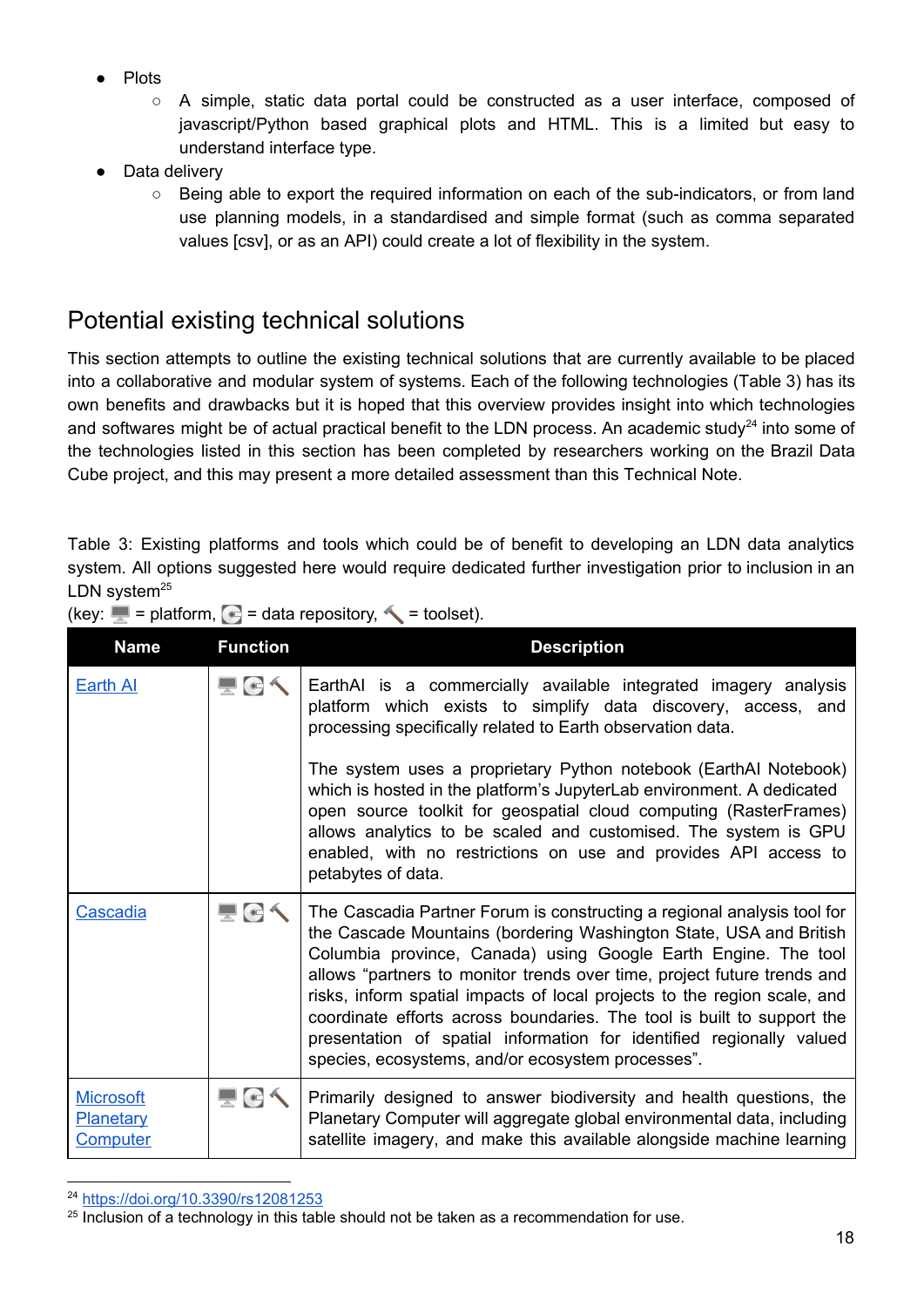- Plots
    - A simple, static data portal could be constructed as a user interface, composed of javascript/Python based graphical plots and HTML. This is a limited but easy to understand interface type.
- Data delivery
    - Being able to export the required information on each of the sub-indicators, or from land use planning models, in a standardised and simple format (such as comma separated values [csv], or as an API) could create a lot of flexibility in the system.

## Potential existing technical solutions

This section attempts to outline the existing technical solutions that are currently available to be placed into a collaborative and modular system of systems. Each of the following technologies (Table 3) has its own benefits and drawbacks but it is hoped that this overview provides insight into which technologies and softwares might be of actual practical benefit to the LDN process. An academic study[24] into some of the technologies listed in this section has been completed by researchers working on the Brazil Data Cube project, and this may present a more detailed assessment than this Technical Note.

Table 3: Existing platforms and tools which could be of benefit to developing an LDN data analytics system. All options suggested here would require dedicated further investigation prior to inclusion in an LDN system[25]
(key: 🖥 = platform, 💿 = data repository, 🔨 = toolset).

| Name | Function | Description |
|---|---|---|
| Earth AI | 🖥 💿 🔨 | EarthAI is a commercially available integrated imagery analysis platform which exists to simplify data discovery, access, and processing specifically related to Earth observation data.<br><br>The system uses a proprietary Python notebook (EarthAI Notebook) which is hosted in the platform's JupyterLab environment. A dedicated open source toolkit for geospatial cloud computing (RasterFrames) allows analytics to be scaled and customised. The system is GPU enabled, with no restrictions on use and provides API access to petabytes of data. |
| Cascadia | 🖥 💿 🔨 | The Cascadia Partner Forum is constructing a regional analysis tool for the Cascade Mountains (bordering Washington State, USA and British Columbia province, Canada) using Google Earth Engine. The tool allows "partners to monitor trends over time, project future trends and risks, inform spatial impacts of local projects to the region scale, and coordinate efforts across boundaries. The tool is built to support the presentation of spatial information for identified regionally valued species, ecosystems, and/or ecosystem processes". |
| Microsoft Planetary Computer | 🖥 💿 🔨 | Primarily designed to answer biodiversity and health questions, the Planetary Computer will aggregate global environmental data, including satellite imagery, and make this available alongside machine learning |

[24] https://doi.org/10.3390/rs12081253
[25] Inclusion of a technology in this table should not be taken as a recommendation for use.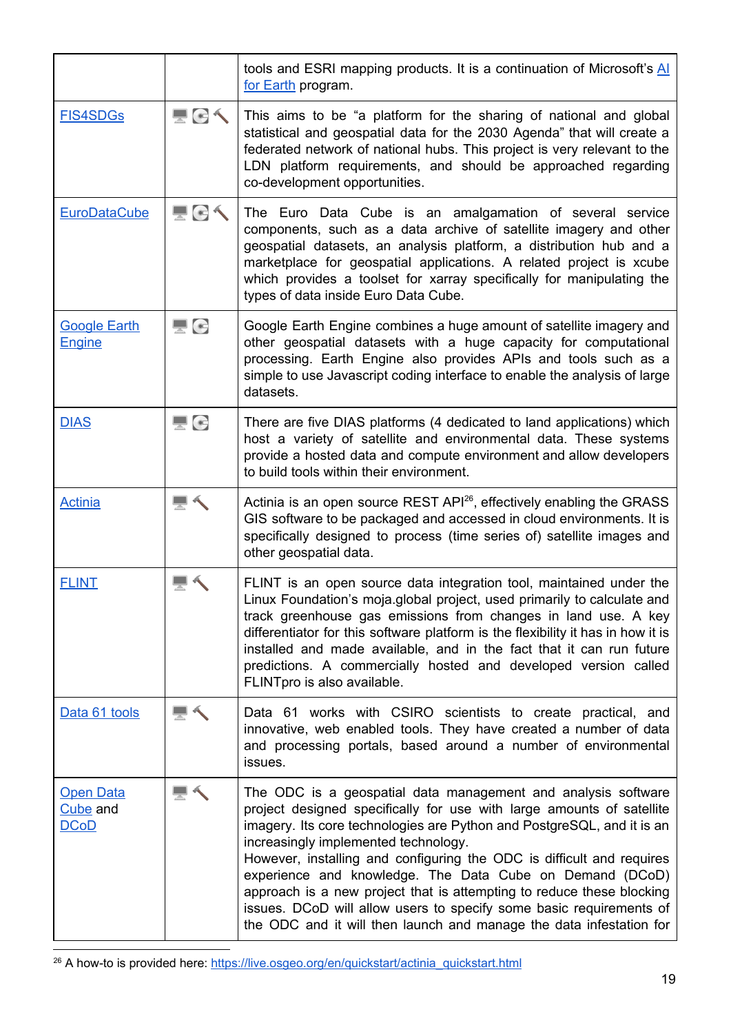| | | |
|---|---|---|
| | | tools and ESRI mapping products. It is a continuation of Microsoft's AI for Earth program. |
| FIS4SDGs | | This aims to be "a platform for the sharing of national and global statistical and geospatial data for the 2030 Agenda" that will create a federated network of national hubs. This project is very relevant to the LDN platform requirements, and should be approached regarding co-development opportunities. |
| EuroDataCube | | The Euro Data Cube is an amalgamation of several service components, such as a data archive of satellite imagery and other geospatial datasets, an analysis platform, a distribution hub and a marketplace for geospatial applications. A related project is xcube which provides a toolset for xarray specifically for manipulating the types of data inside Euro Data Cube. |
| Google Earth Engine | | Google Earth Engine combines a huge amount of satellite imagery and other geospatial datasets with a huge capacity for computational processing. Earth Engine also provides APIs and tools such as a simple to use Javascript coding interface to enable the analysis of large datasets. |
| DIAS | | There are five DIAS platforms (4 dedicated to land applications) which host a variety of satellite and environmental data. These systems provide a hosted data and compute environment and allow developers to build tools within their environment. |
| Actinia | | Actinia is an open source REST API[26], effectively enabling the GRASS GIS software to be packaged and accessed in cloud environments. It is specifically designed to process (time series of) satellite images and other geospatial data. |
| FLINT | | FLINT is an open source data integration tool, maintained under the Linux Foundation's moja.global project, used primarily to calculate and track greenhouse gas emissions from changes in land use. A key differentiator for this software platform is the flexibility it has in how it is installed and made available, and in the fact that it can run future predictions. A commercially hosted and developed version called FLINTpro is also available. |
| Data 61 tools | | Data 61 works with CSIRO scientists to create practical, and innovative, web enabled tools. They have created a number of data and processing portals, based around a number of environmental issues. |
| Open Data Cube and DCoD | | The ODC is a geospatial data management and analysis software project designed specifically for use with large amounts of satellite imagery. Its core technologies are Python and PostgreSQL, and it is an increasingly implemented technology.<br>However, installing and configuring the ODC is difficult and requires experience and knowledge. The Data Cube on Demand (DCoD) approach is a new project that is attempting to reduce these blocking issues. DCoD will allow users to specify some basic requirements of the ODC and it will then launch and manage the data infestation for |

[26] A how-to is provided here: https://live.osgeo.org/en/quickstart/actinia_quickstart.html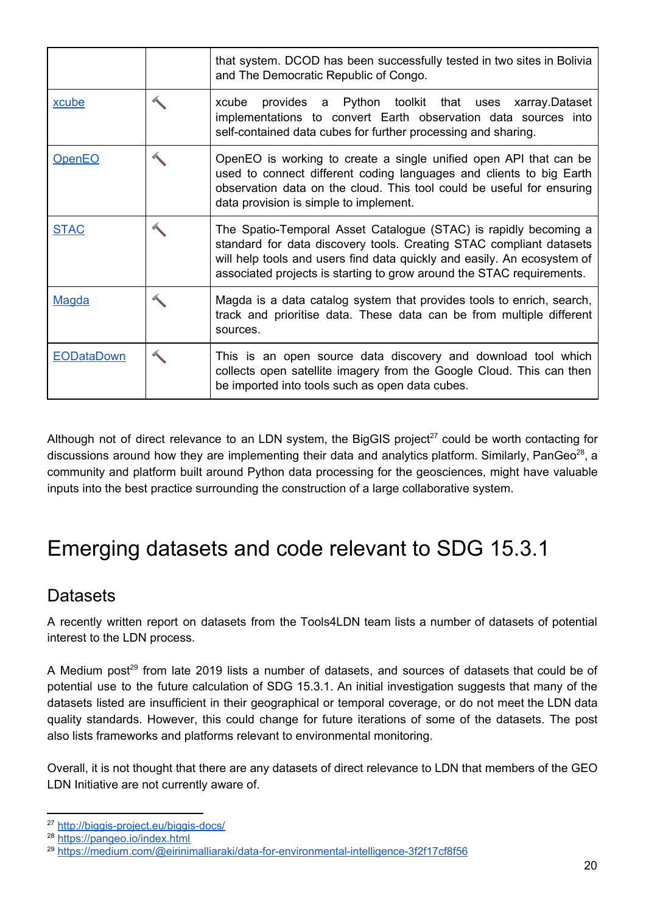| | | |
|---|---|---|
| | | that system. DCOD has been successfully tested in two sites in Bolivia and The Democratic Republic of Congo. |
| xcube | 🔨 | xcube provides a Python toolkit that uses xarray.Dataset implementations to convert Earth observation data sources into self-contained data cubes for further processing and sharing. |
| OpenEO | 🔨 | OpenEO is working to create a single unified open API that can be used to connect different coding languages and clients to big Earth observation data on the cloud. This tool could be useful for ensuring data provision is simple to implement. |
| STAC | 🔨 | The Spatio-Temporal Asset Catalogue (STAC) is rapidly becoming a standard for data discovery tools. Creating STAC compliant datasets will help tools and users find data quickly and easily. An ecosystem of associated projects is starting to grow around the STAC requirements. |
| Magda | 🔨 | Magda is a data catalog system that provides tools to enrich, search, track and prioritise data. These data can be from multiple different sources. |
| EODataDown | 🔨 | This is an open source data discovery and download tool which collects open satellite imagery from the Google Cloud. This can then be imported into tools such as open data cubes. |

Although not of direct relevance to an LDN system, the BigGIS project[27] could be worth contacting for discussions around how they are implementing their data and analytics platform. Similarly, PanGeo[28], a community and platform built around Python data processing for the geosciences, might have valuable inputs into the best practice surrounding the construction of a large collaborative system.

# Emerging datasets and code relevant to SDG 15.3.1

## Datasets

A recently written report on datasets from the Tools4LDN team lists a number of datasets of potential interest to the LDN process.

A Medium post[29] from late 2019 lists a number of datasets, and sources of datasets that could be of potential use to the future calculation of SDG 15.3.1. An initial investigation suggests that many of the datasets listed are insufficient in their geographical or temporal coverage, or do not meet the LDN data quality standards. However, this could change for future iterations of some of the datasets. The post also lists frameworks and platforms relevant to environmental monitoring.

Overall, it is not thought that there are any datasets of direct relevance to LDN that members of the GEO LDN Initiative are not currently aware of.

---

[27] http://biggis-project.eu/biggis-docs/

[28] https://pangeo.io/index.html

[29] https://medium.com/@eirinimalliaraki/data-for-environmental-intelligence-3f2f17cf8f56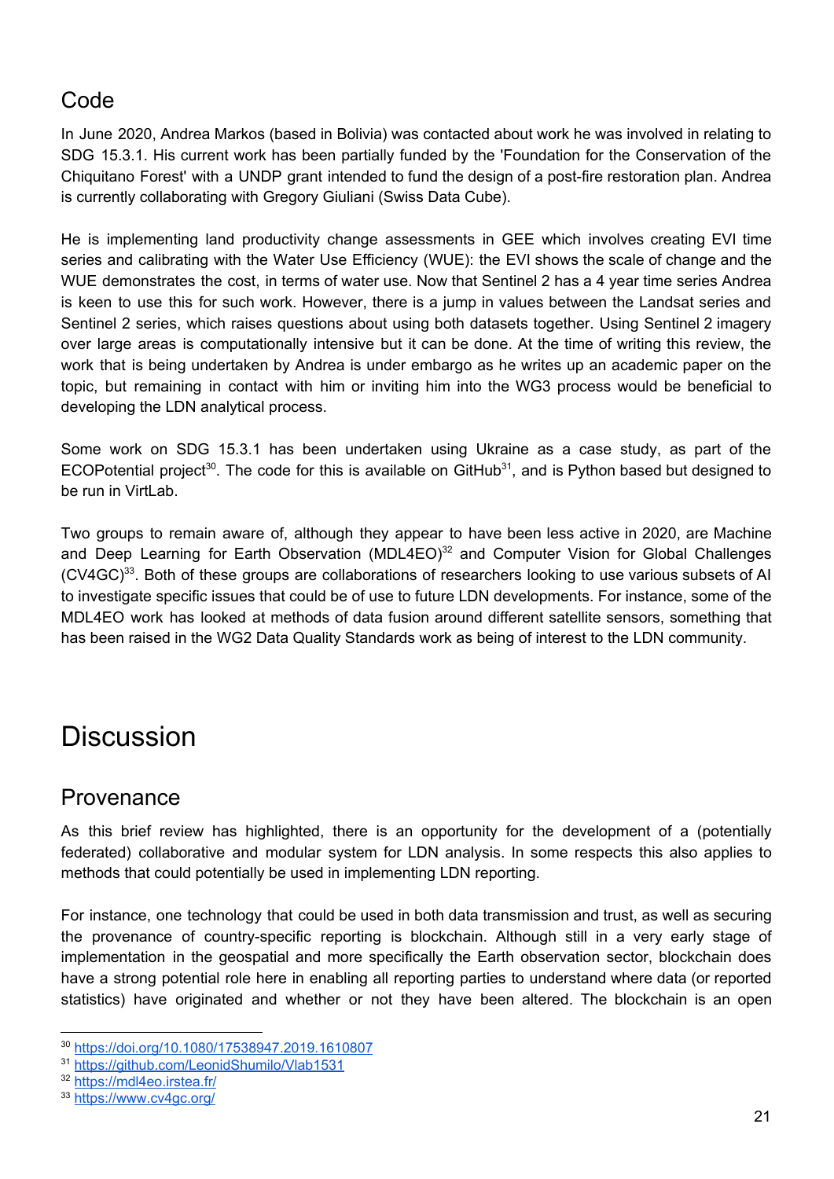## Code

In June 2020, Andrea Markos (based in Bolivia) was contacted about work he was involved in relating to SDG 15.3.1. His current work has been partially funded by the 'Foundation for the Conservation of the Chiquitano Forest' with a UNDP grant intended to fund the design of a post-fire restoration plan. Andrea is currently collaborating with Gregory Giuliani (Swiss Data Cube).

He is implementing land productivity change assessments in GEE which involves creating EVI time series and calibrating with the Water Use Efficiency (WUE): the EVI shows the scale of change and the WUE demonstrates the cost, in terms of water use. Now that Sentinel 2 has a 4 year time series Andrea is keen to use this for such work. However, there is a jump in values between the Landsat series and Sentinel 2 series, which raises questions about using both datasets together. Using Sentinel 2 imagery over large areas is computationally intensive but it can be done. At the time of writing this review, the work that is being undertaken by Andrea is under embargo as he writes up an academic paper on the topic, but remaining in contact with him or inviting him into the WG3 process would be beneficial to developing the LDN analytical process.

Some work on SDG 15.3.1 has been undertaken using Ukraine as a case study, as part of the ECOPotential project[30]. The code for this is available on GitHub[31], and is Python based but designed to be run in VirtLab.

Two groups to remain aware of, although they appear to have been less active in 2020, are Machine and Deep Learning for Earth Observation (MDL4EO)[32] and Computer Vision for Global Challenges (CV4GC)[33]. Both of these groups are collaborations of researchers looking to use various subsets of AI to investigate specific issues that could be of use to future LDN developments. For instance, some of the MDL4EO work has looked at methods of data fusion around different satellite sensors, something that has been raised in the WG2 Data Quality Standards work as being of interest to the LDN community.

# Discussion

## Provenance

As this brief review has highlighted, there is an opportunity for the development of a (potentially federated) collaborative and modular system for LDN analysis. In some respects this also applies to methods that could potentially be used in implementing LDN reporting.

For instance, one technology that could be used in both data transmission and trust, as well as securing the provenance of country-specific reporting is blockchain. Although still in a very early stage of implementation in the geospatial and more specifically the Earth observation sector, blockchain does have a strong potential role here in enabling all reporting parties to understand where data (or reported statistics) have originated and whether or not they have been altered. The blockchain is an open

[30] https://doi.org/10.1080/17538947.2019.1610807

[31] https://github.com/LeonidShumilo/Vlab1531

[32] https://mdl4eo.irstea.fr/

[33] https://www.cv4gc.org/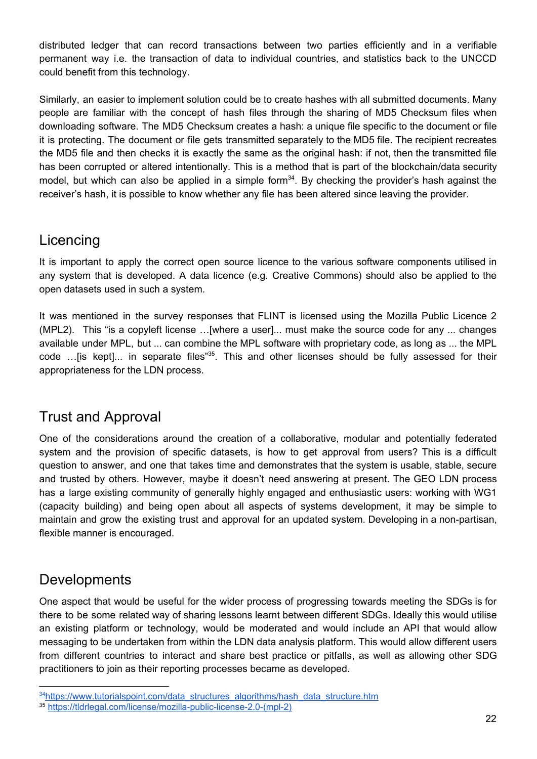distributed ledger that can record transactions between two parties efficiently and in a verifiable permanent way i.e. the transaction of data to individual countries, and statistics back to the UNCCD could benefit from this technology.

Similarly, an easier to implement solution could be to create hashes with all submitted documents. Many people are familiar with the concept of hash files through the sharing of MD5 Checksum files when downloading software. The MD5 Checksum creates a hash: a unique file specific to the document or file it is protecting. The document or file gets transmitted separately to the MD5 file. The recipient recreates the MD5 file and then checks it is exactly the same as the original hash: if not, then the transmitted file has been corrupted or altered intentionally. This is a method that is part of the blockchain/data security model, but which can also be applied in a simple form[34]. By checking the provider's hash against the receiver's hash, it is possible to know whether any file has been altered since leaving the provider.

## Licencing

It is important to apply the correct open source licence to the various software components utilised in any system that is developed. A data licence (e.g. Creative Commons) should also be applied to the open datasets used in such a system.

It was mentioned in the survey responses that FLINT is licensed using the Mozilla Public Licence 2 (MPL2). This "is a copyleft license …[where a user]... must make the source code for any ... changes available under MPL, but ... can combine the MPL software with proprietary code, as long as ... the MPL code …[is kept]... in separate files"[35]. This and other licenses should be fully assessed for their appropriateness for the LDN process.

## Trust and Approval

One of the considerations around the creation of a collaborative, modular and potentially federated system and the provision of specific datasets, is how to get approval from users? This is a difficult question to answer, and one that takes time and demonstrates that the system is usable, stable, secure and trusted by others. However, maybe it doesn't need answering at present. The GEO LDN process has a large existing community of generally highly engaged and enthusiastic users: working with WG1 (capacity building) and being open about all aspects of systems development, it may be simple to maintain and grow the existing trust and approval for an updated system. Developing in a non-partisan, flexible manner is encouraged.

## Developments

One aspect that would be useful for the wider process of progressing towards meeting the SDGs is for there to be some related way of sharing lessons learnt between different SDGs. Ideally this would utilise an existing platform or technology, would be moderated and would include an API that would allow messaging to be undertaken from within the LDN data analysis platform. This would allow different users from different countries to interact and share best practice or pitfalls, as well as allowing other SDG practitioners to join as their reporting processes became as developed.

[34] https://www.tutorialspoint.com/data_structures_algorithms/hash_data_structure.htm

[35] https://tldrlegal.com/license/mozilla-public-license-2.0-(mpl-2)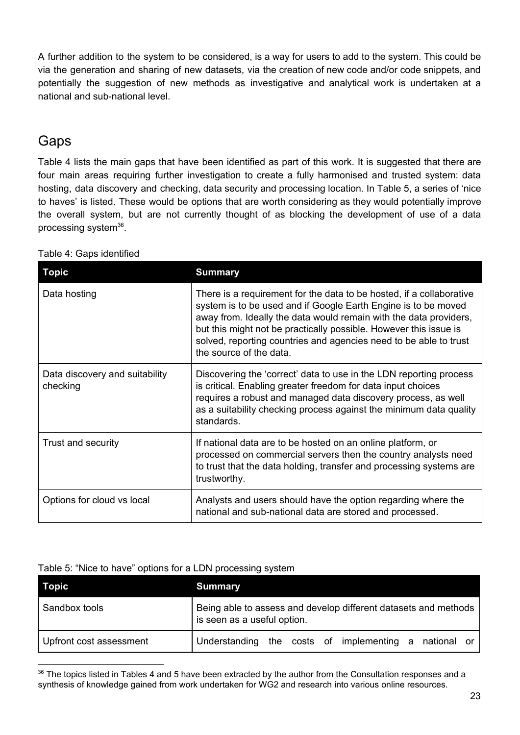A further addition to the system to be considered, is a way for users to add to the system. This could be via the generation and sharing of new datasets, via the creation of new code and/or code snippets, and potentially the suggestion of new methods as investigative and analytical work is undertaken at a national and sub-national level.

## Gaps

Table 4 lists the main gaps that have been identified as part of this work. It is suggested that there are four main areas requiring further investigation to create a fully harmonised and trusted system: data hosting, data discovery and checking, data security and processing location. In Table 5, a series of 'nice to haves' is listed. These would be options that are worth considering as they would potentially improve the overall system, but are not currently thought of as blocking the development of use of a data processing system[36].

Table 4: Gaps identified

| Topic | Summary |
| --- | --- |
| Data hosting | There is a requirement for the data to be hosted, if a collaborative system is to be used and if Google Earth Engine is to be moved away from. Ideally the data would remain with the data providers, but this might not be practically possible. However this issue is solved, reporting countries and agencies need to be able to trust the source of the data. |
| Data discovery and suitability checking | Discovering the 'correct' data to use in the LDN reporting process is critical. Enabling greater freedom for data input choices requires a robust and managed data discovery process, as well as a suitability checking process against the minimum data quality standards. |
| Trust and security | If national data are to be hosted on an online platform, or processed on commercial servers then the country analysts need to trust that the data holding, transfer and processing systems are trustworthy. |
| Options for cloud vs local | Analysts and users should have the option regarding where the national and sub-national data are stored and processed. |

Table 5: "Nice to have" options for a LDN processing system

| Topic | Summary |
| --- | --- |
| Sandbox tools | Being able to assess and develop different datasets and methods is seen as a useful option. |
| Upfront cost assessment | Understanding the costs of implementing a national or |

[36] The topics listed in Tables 4 and 5 have been extracted by the author from the Consultation responses and a synthesis of knowledge gained from work undertaken for WG2 and research into various online resources.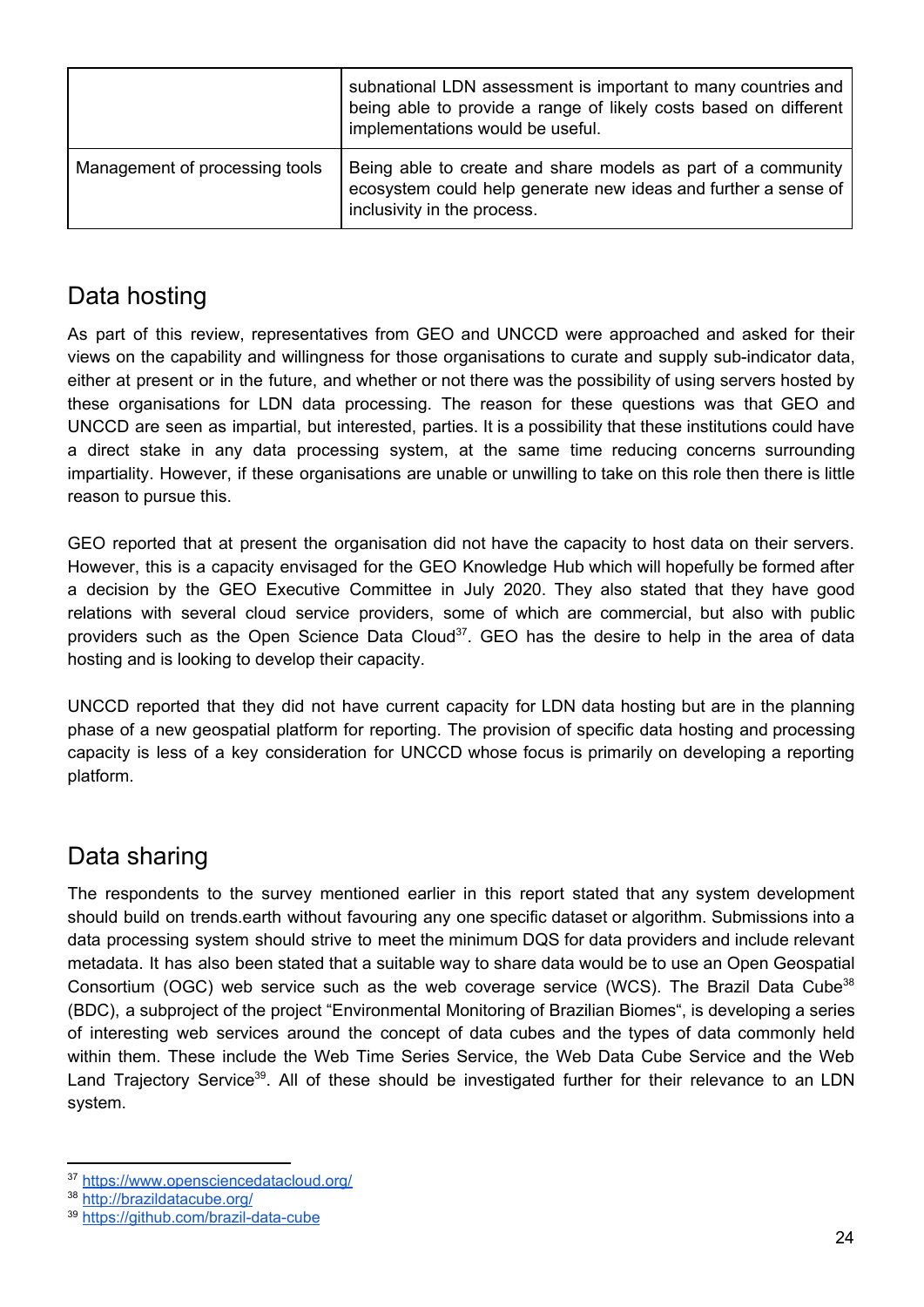| | |
|---|---|
| | subnational LDN assessment is important to many countries and being able to provide a range of likely costs based on different implementations would be useful. |
| Management of processing tools | Being able to create and share models as part of a community ecosystem could help generate new ideas and further a sense of inclusivity in the process. |

## Data hosting

As part of this review, representatives from GEO and UNCCD were approached and asked for their views on the capability and willingness for those organisations to curate and supply sub-indicator data, either at present or in the future, and whether or not there was the possibility of using servers hosted by these organisations for LDN data processing. The reason for these questions was that GEO and UNCCD are seen as impartial, but interested, parties. It is a possibility that these institutions could have a direct stake in any data processing system, at the same time reducing concerns surrounding impartiality. However, if these organisations are unable or unwilling to take on this role then there is little reason to pursue this.

GEO reported that at present the organisation did not have the capacity to host data on their servers. However, this is a capacity envisaged for the GEO Knowledge Hub which will hopefully be formed after a decision by the GEO Executive Committee in July 2020. They also stated that they have good relations with several cloud service providers, some of which are commercial, but also with public providers such as the Open Science Data Cloud[37]. GEO has the desire to help in the area of data hosting and is looking to develop their capacity.

UNCCD reported that they did not have current capacity for LDN data hosting but are in the planning phase of a new geospatial platform for reporting. The provision of specific data hosting and processing capacity is less of a key consideration for UNCCD whose focus is primarily on developing a reporting platform.

## Data sharing

The respondents to the survey mentioned earlier in this report stated that any system development should build on trends.earth without favouring any one specific dataset or algorithm. Submissions into a data processing system should strive to meet the minimum DQS for data providers and include relevant metadata. It has also been stated that a suitable way to share data would be to use an Open Geospatial Consortium (OGC) web service such as the web coverage service (WCS). The Brazil Data Cube[38] (BDC), a subproject of the project “Environmental Monitoring of Brazilian Biomes“, is developing a series of interesting web services around the concept of data cubes and the types of data commonly held within them. These include the Web Time Series Service, the Web Data Cube Service and the Web Land Trajectory Service[39]. All of these should be investigated further for their relevance to an LDN system.

[37] https://www.opensciencedatacloud.org/
[38] http://brazildatacube.org/
[39] https://github.com/brazil-data-cube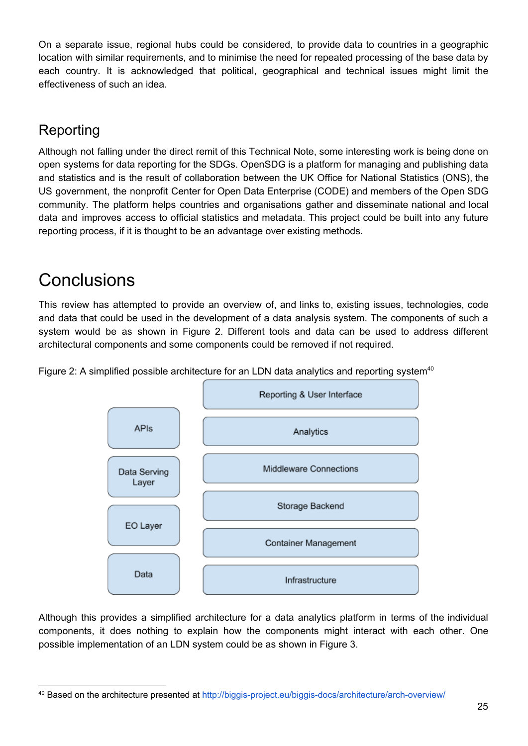On a separate issue, regional hubs could be considered, to provide data to countries in a geographic location with similar requirements, and to minimise the need for repeated processing of the base data by each country. It is acknowledged that political, geographical and technical issues might limit the effectiveness of such an idea.

## Reporting

Although not falling under the direct remit of this Technical Note, some interesting work is being done on open systems for data reporting for the SDGs. OpenSDG is a platform for managing and publishing data and statistics and is the result of collaboration between the UK Office for National Statistics (ONS), the US government, the nonprofit Center for Open Data Enterprise (CODE) and members of the Open SDG community. The platform helps countries and organisations gather and disseminate national and local data and improves access to official statistics and metadata. This project could be built into any future reporting process, if it is thought to be an advantage over existing methods.

# Conclusions

This review has attempted to provide an overview of, and links to, existing issues, technologies, code and data that could be used in the development of a data analysis system. The components of such a system would be as shown in Figure 2. Different tools and data can be used to address different architectural components and some components could be removed if not required.

Figure 2: A simplified possible architecture for an LDN data analytics and reporting system[40]

| | |
|---|---|
| | Reporting & User Interface |
| APIs | Analytics |
| Data Serving Layer | Middleware Connections |
| EO Layer | Storage Backend |
| Data | Container Management |
| | Infrastructure |

Although this provides a simplified architecture for a data analytics platform in terms of the individual components, it does nothing to explain how the components might interact with each other. One possible implementation of an LDN system could be as shown in Figure 3.

[40] Based on the architecture presented at http://biggis-project.eu/biggis-docs/architecture/arch-overview/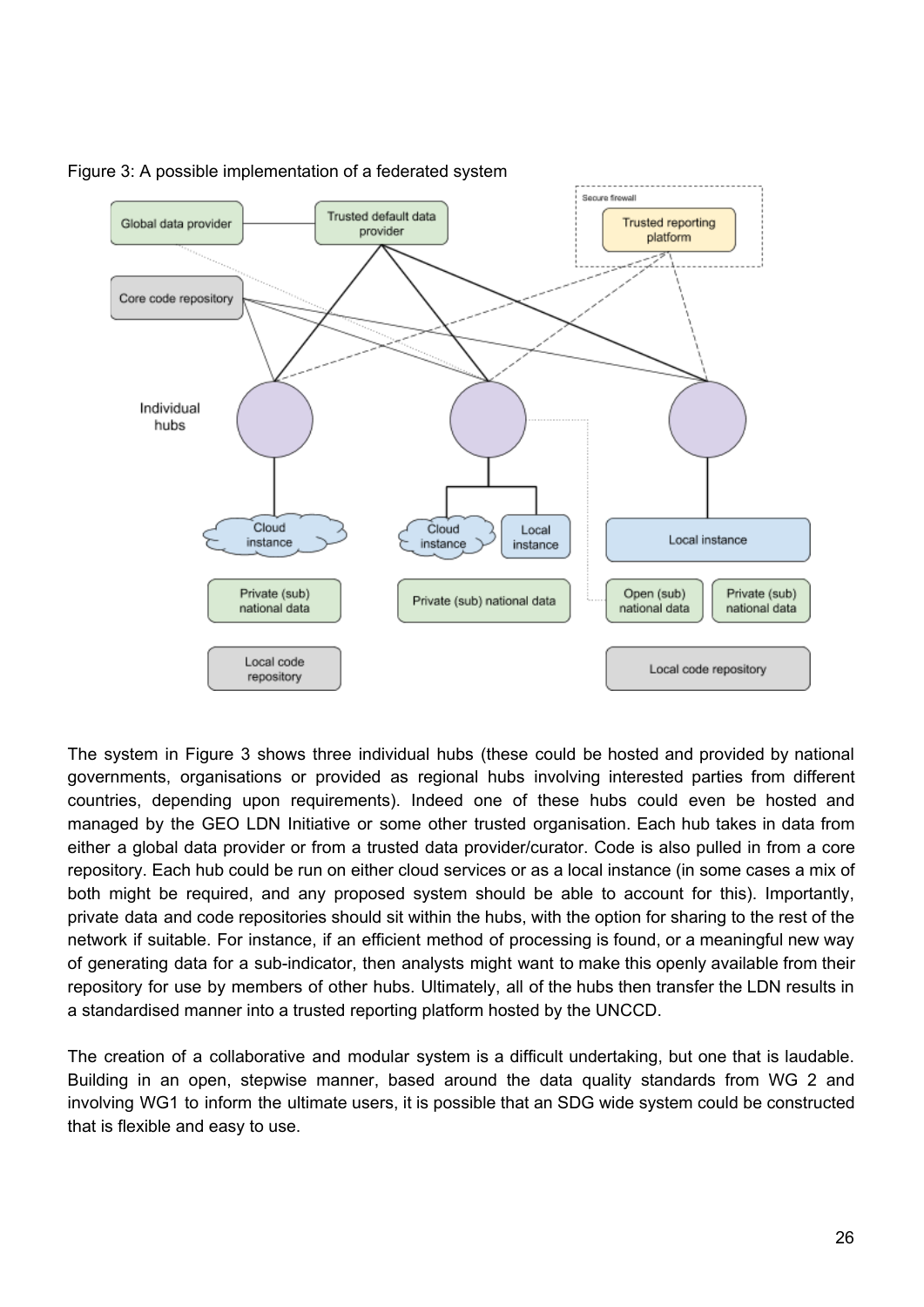Figure 3: A possible implementation of a federated system

The system in Figure 3 shows three individual hubs (these could be hosted and provided by national governments, organisations or provided as regional hubs involving interested parties from different countries, depending upon requirements). Indeed one of these hubs could even be hosted and managed by the GEO LDN Initiative or some other trusted organisation. Each hub takes in data from either a global data provider or from a trusted data provider/curator. Code is also pulled in from a core repository. Each hub could be run on either cloud services or as a local instance (in some cases a mix of both might be required, and any proposed system should be able to account for this). Importantly, private data and code repositories should sit within the hubs, with the option for sharing to the rest of the network if suitable. For instance, if an efficient method of processing is found, or a meaningful new way of generating data for a sub-indicator, then analysts might want to make this openly available from their repository for use by members of other hubs. Ultimately, all of the hubs then transfer the LDN results in a standardised manner into a trusted reporting platform hosted by the UNCCD.

The creation of a collaborative and modular system is a difficult undertaking, but one that is laudable. Building in an open, stepwise manner, based around the data quality standards from WG 2 and involving WG1 to inform the ultimate users, it is possible that an SDG wide system could be constructed that is flexible and easy to use.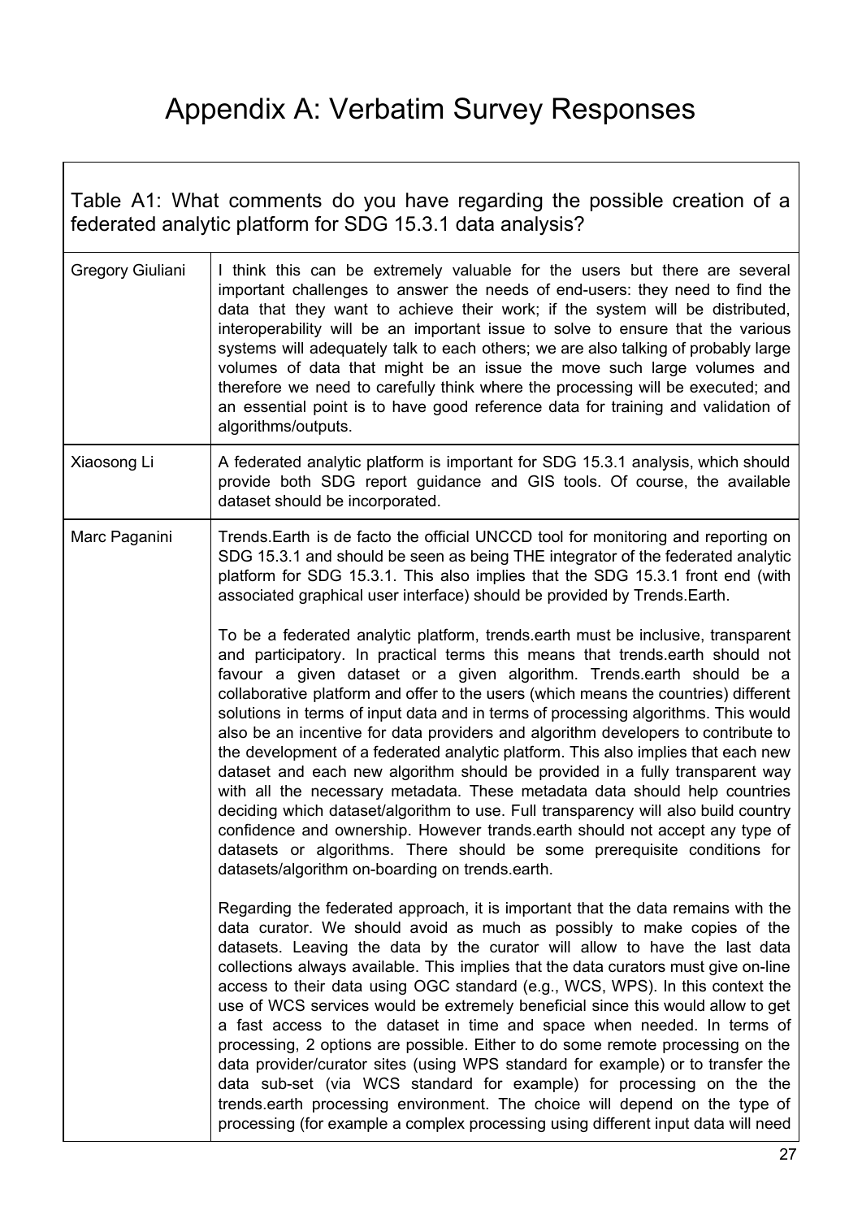# Appendix A: Verbatim Survey Responses

| Table A1: What comments do you have regarding the possible creation of a federated analytic platform for SDG 15.3.1 data analysis? | |
|---|---|
| Gregory Giuliani | I think this can be extremely valuable for the users but there are several important challenges to answer the needs of end-users: they need to find the data that they want to achieve their work; if the system will be distributed, interoperability will be an important issue to solve to ensure that the various systems will adequately talk to each others; we are also talking of probably large volumes of data that might be an issue the move such large volumes and therefore we need to carefully think where the processing will be executed; and an essential point is to have good reference data for training and validation of algorithms/outputs. |
| Xiaosong Li | A federated analytic platform is important for SDG 15.3.1 analysis, which should provide both SDG report guidance and GIS tools. Of course, the available dataset should be incorporated. |
| Marc Paganini | Trends.Earth is de facto the official UNCCD tool for monitoring and reporting on SDG 15.3.1 and should be seen as being THE integrator of the federated analytic platform for SDG 15.3.1. This also implies that the SDG 15.3.1 front end (with associated graphical user interface) should be provided by Trends.Earth.<br><br>To be a federated analytic platform, trends.earth must be inclusive, transparent and participatory. In practical terms this means that trends.earth should not favour a given dataset or a given algorithm. Trends.earth should be a collaborative platform and offer to the users (which means the countries) different solutions in terms of input data and in terms of processing algorithms. This would also be an incentive for data providers and algorithm developers to contribute to the development of a federated analytic platform. This also implies that each new dataset and each new algorithm should be provided in a fully transparent way with all the necessary metadata. These metadata data should help countries deciding which dataset/algorithm to use. Full transparency will also build country confidence and ownership. However trands.earth should not accept any type of datasets or algorithms. There should be some prerequisite conditions for datasets/algorithm on-boarding on trends.earth.<br><br>Regarding the federated approach, it is important that the data remains with the data curator. We should avoid as much as possibly to make copies of the datasets. Leaving the data by the curator will allow to have the last data collections always available. This implies that the data curators must give on-line access to their data using OGC standard (e.g., WCS, WPS). In this context the use of WCS services would be extremely beneficial since this would allow to get a fast access to the dataset in time and space when needed. In terms of processing, 2 options are possible. Either to do some remote processing on the data provider/curator sites (using WPS standard for example) or to transfer the data sub-set (via WCS standard for example) for processing on the the trends.earth processing environment. The choice will depend on the type of processing (for example a complex processing using different input data will need |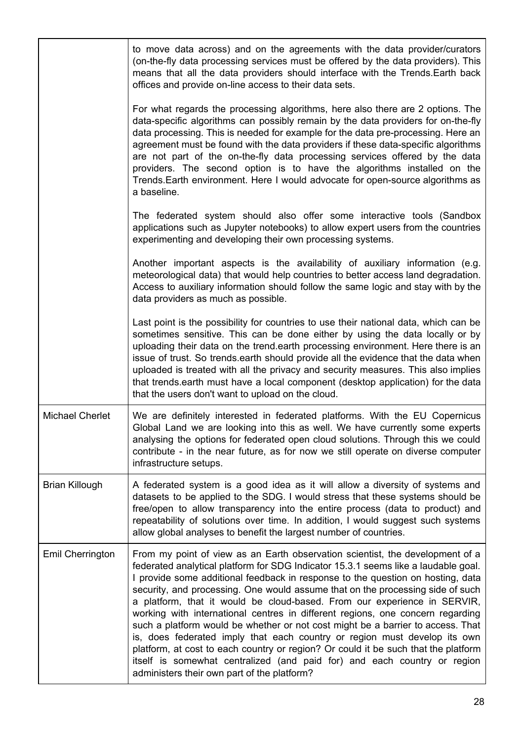| | |
|---|---|
| | to move data across) and on the agreements with the data provider/curators (on-the-fly data processing services must be offered by the data providers). This means that all the data providers should interface with the Trends.Earth back offices and provide on-line access to their data sets.<br><br>For what regards the processing algorithms, here also there are 2 options. The data-specific algorithms can possibly remain by the data providers for on-the-fly data processing. This is needed for example for the data pre-processing. Here an agreement must be found with the data providers if these data-specific algorithms are not part of the on-the-fly data processing services offered by the data providers. The second option is to have the algorithms installed on the Trends.Earth environment. Here I would advocate for open-source algorithms as a baseline.<br><br>The federated system should also offer some interactive tools (Sandbox applications such as Jupyter notebooks) to allow expert users from the countries experimenting and developing their own processing systems.<br><br>Another important aspects is the availability of auxiliary information (e.g. meteorological data) that would help countries to better access land degradation. Access to auxiliary information should follow the same logic and stay with by the data providers as much as possible.<br><br>Last point is the possibility for countries to use their national data, which can be sometimes sensitive. This can be done either by using the data locally or by uploading their data on the trend.earth processing environment. Here there is an issue of trust. So trends.earth should provide all the evidence that the data when uploaded is treated with all the privacy and security measures. This also implies that trends.earth must have a local component (desktop application) for the data that the users don't want to upload on the cloud. |
| Michael Cherlet | We are definitely interested in federated platforms. With the EU Copernicus Global Land we are looking into this as well. We have currently some experts analysing the options for federated open cloud solutions. Through this we could contribute - in the near future, as for now we still operate on diverse computer infrastructure setups. |
| Brian Killough | A federated system is a good idea as it will allow a diversity of systems and datasets to be applied to the SDG. I would stress that these systems should be free/open to allow transparency into the entire process (data to product) and repeatability of solutions over time. In addition, I would suggest such systems allow global analyses to benefit the largest number of countries. |
| Emil Cherrington | From my point of view as an Earth observation scientist, the development of a federated analytical platform for SDG Indicator 15.3.1 seems like a laudable goal. I provide some additional feedback in response to the question on hosting, data security, and processing. One would assume that on the processing side of such a platform, that it would be cloud-based. From our experience in SERVIR, working with international centres in different regions, one concern regarding such a platform would be whether or not cost might be a barrier to access. That is, does federated imply that each country or region must develop its own platform, at cost to each country or region? Or could it be such that the platform itself is somewhat centralized (and paid for) and each country or region administers their own part of the platform? |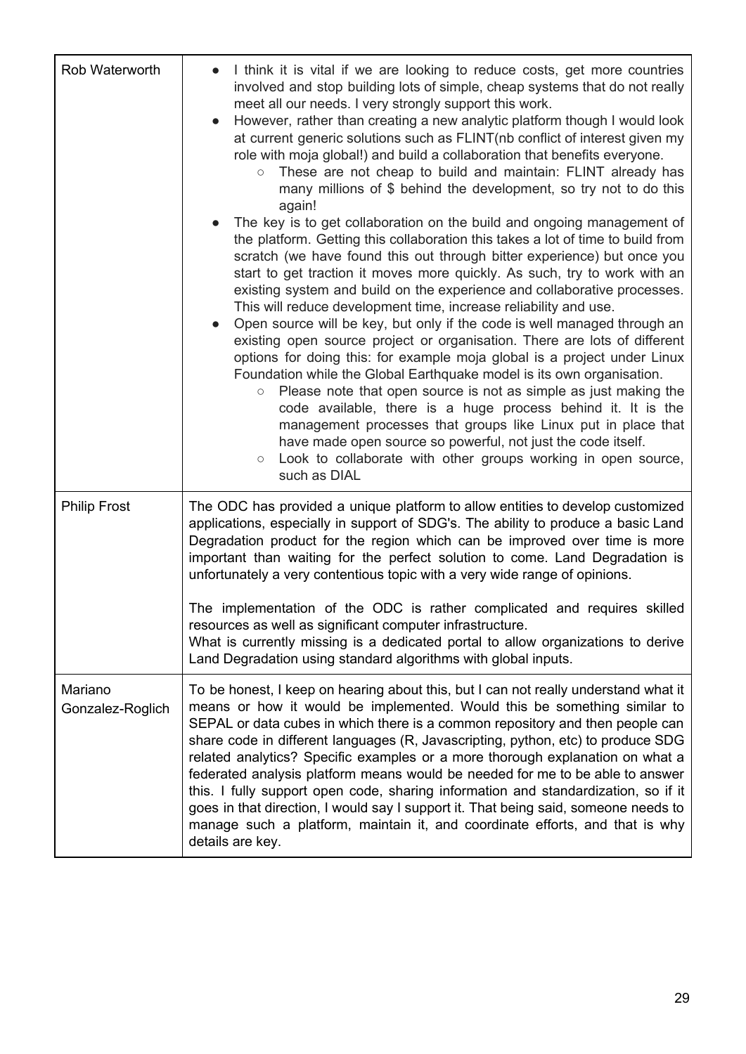| | |
|---|---|
| Rob Waterworth | • I think it is vital if we are looking to reduce costs, get more countries involved and stop building lots of simple, cheap systems that do not really meet all our needs. I very strongly support this work.<br>• However, rather than creating a new analytic platform though I would look at current generic solutions such as FLINT(nb conflict of interest given my role with moja global!) and build a collaboration that benefits everyone.<br>&nbsp;&nbsp;&nbsp;&nbsp;○ These are not cheap to build and maintain: FLINT already has many millions of $ behind the development, so try not to do this again!<br>• The key is to get collaboration on the build and ongoing management of the platform. Getting this collaboration this takes a lot of time to build from scratch (we have found this out through bitter experience) but once you start to get traction it moves more quickly. As such, try to work with an existing system and build on the experience and collaborative processes. This will reduce development time, increase reliability and use.<br>• Open source will be key, but only if the code is well managed through an existing open source project or organisation. There are lots of different options for doing this: for example moja global is a project under Linux Foundation while the Global Earthquake model is its own organisation.<br>&nbsp;&nbsp;&nbsp;&nbsp;○ Please note that open source is not as simple as just making the code available, there is a huge process behind it. It is the management processes that groups like Linux put in place that have made open source so powerful, not just the code itself.<br>&nbsp;&nbsp;&nbsp;&nbsp;○ Look to collaborate with other groups working in open source, such as DIAL |
| Philip Frost | The ODC has provided a unique platform to allow entities to develop customized applications, especially in support of SDG's. The ability to produce a basic Land Degradation product for the region which can be improved over time is more important than waiting for the perfect solution to come. Land Degradation is unfortunately a very contentious topic with a very wide range of opinions.<br><br>The implementation of the ODC is rather complicated and requires skilled resources as well as significant computer infrastructure.<br>What is currently missing is a dedicated portal to allow organizations to derive Land Degradation using standard algorithms with global inputs. |
| Mariano Gonzalez-Roglich | To be honest, I keep on hearing about this, but I can not really understand what it means or how it would be implemented. Would this be something similar to SEPAL or data cubes in which there is a common repository and then people can share code in different languages (R, Javascripting, python, etc) to produce SDG related analytics? Specific examples or a more thorough explanation on what a federated analysis platform means would be needed for me to be able to answer this. I fully support open code, sharing information and standardization, so if it goes in that direction, I would say I support it. That being said, someone needs to manage such a platform, maintain it, and coordinate efforts, and that is why details are key. |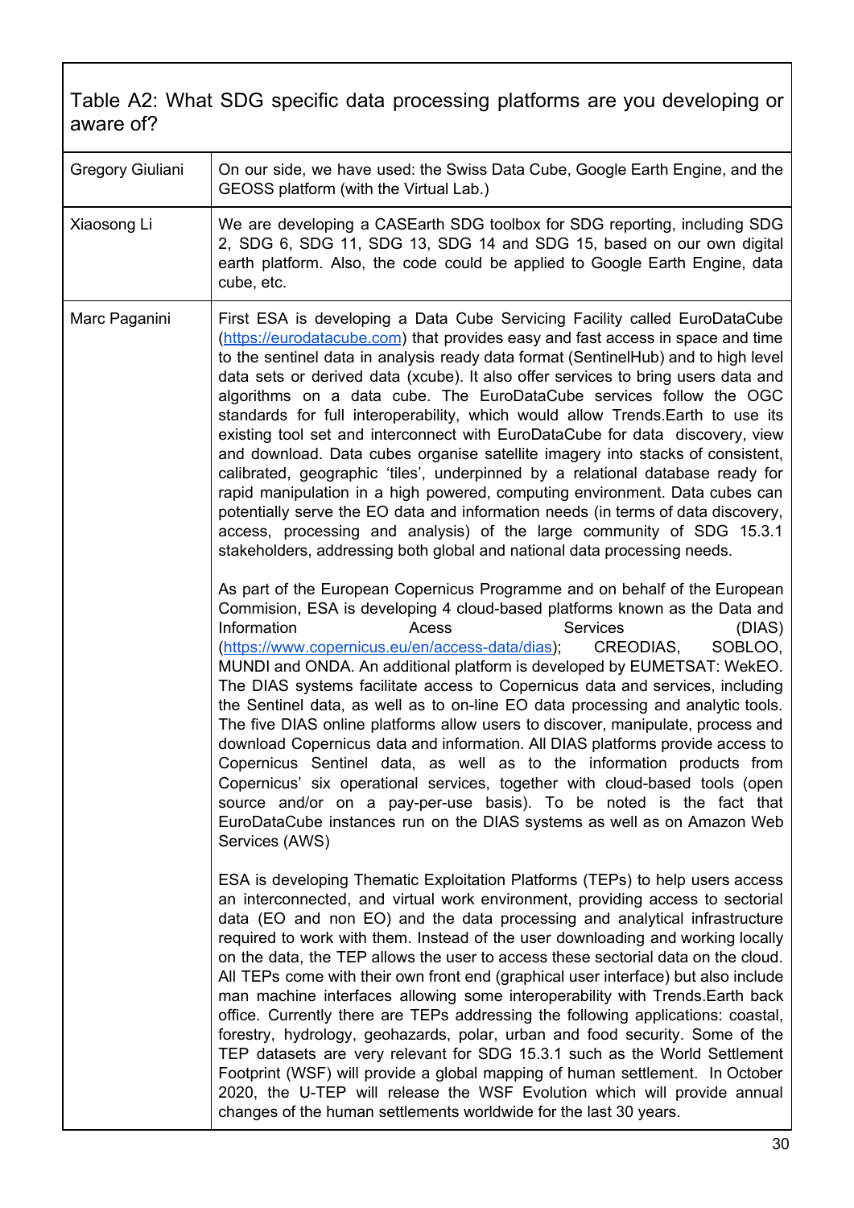| Table A2: What SDG specific data processing platforms are you developing or aware of? | |
|---|---|
| Gregory Giuliani | On our side, we have used: the Swiss Data Cube, Google Earth Engine, and the GEOSS platform (with the Virtual Lab.) |
| Xiaosong Li | We are developing a CASEarth SDG toolbox for SDG reporting, including SDG 2, SDG 6, SDG 11, SDG 13, SDG 14 and SDG 15, based on our own digital earth platform. Also, the code could be applied to Google Earth Engine, data cube, etc. |
| Marc Paganini | First ESA is developing a Data Cube Servicing Facility called EuroDataCube (https://eurodatacube.com) that provides easy and fast access in space and time to the sentinel data in analysis ready data format (SentinelHub) and to high level data sets or derived data (xcube). It also offer services to bring users data and algorithms on a data cube. The EuroDataCube services follow the OGC standards for full interoperability, which would allow Trends.Earth to use its existing tool set and interconnect with EuroDataCube for data discovery, view and download. Data cubes organise satellite imagery into stacks of consistent, calibrated, geographic 'tiles', underpinned by a relational database ready for rapid manipulation in a high powered, computing environment. Data cubes can potentially serve the EO data and information needs (in terms of data discovery, access, processing and analysis) of the large community of SDG 15.3.1 stakeholders, addressing both global and national data processing needs.<br><br>As part of the European Copernicus Programme and on behalf of the European Commision, ESA is developing 4 cloud-based platforms known as the Data and Information Acess Services (DIAS) (https://www.copernicus.eu/en/access-data/dias); CREODIAS, SOBLOO, MUNDI and ONDA. An additional platform is developed by EUMETSAT: WekEO. The DIAS systems facilitate access to Copernicus data and services, including the Sentinel data, as well as to on-line EO data processing and analytic tools. The five DIAS online platforms allow users to discover, manipulate, process and download Copernicus data and information. All DIAS platforms provide access to Copernicus Sentinel data, as well as to the information products from Copernicus' six operational services, together with cloud-based tools (open source and/or on a pay-per-use basis). To be noted is the fact that EuroDataCube instances run on the DIAS systems as well as on Amazon Web Services (AWS)<br><br>ESA is developing Thematic Exploitation Platforms (TEPs) to help users access an interconnected, and virtual work environment, providing access to sectorial data (EO and non EO) and the data processing and analytical infrastructure required to work with them. Instead of the user downloading and working locally on the data, the TEP allows the user to access these sectorial data on the cloud. All TEPs come with their own front end (graphical user interface) but also include man machine interfaces allowing some interoperability with Trends.Earth back office. Currently there are TEPs addressing the following applications: coastal, forestry, hydrology, geohazards, polar, urban and food security. Some of the TEP datasets are very relevant for SDG 15.3.1 such as the World Settlement Footprint (WSF) will provide a global mapping of human settlement. In October 2020, the U-TEP will release the WSF Evolution which will provide annual changes of the human settlements worldwide for the last 30 years. |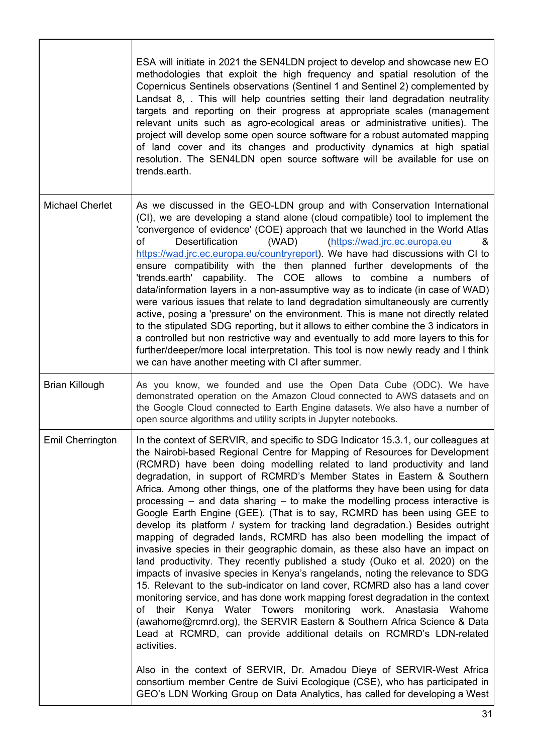| | |
|---|---|
| | ESA will initiate in 2021 the SEN4LDN project to develop and showcase new EO methodologies that exploit the high frequency and spatial resolution of the Copernicus Sentinels observations (Sentinel 1 and Sentinel 2) complemented by Landsat 8, . This will help countries setting their land degradation neutrality targets and reporting on their progress at appropriate scales (management relevant units such as agro-ecological areas or administrative unities). The project will develop some open source software for a robust automated mapping of land cover and its changes and productivity dynamics at high spatial resolution. The SEN4LDN open source software will be available for use on trends.earth. |
| Michael Cherlet | As we discussed in the GEO-LDN group and with Conservation International (CI), we are developing a stand alone (cloud compatible) tool to implement the 'convergence of evidence' (COE) approach that we launched in the World Atlas of Desertification (WAD) ([https://wad.jrc.ec.europa.eu](https://wad.jrc.ec.europa.eu) & [https://wad.jrc.ec.europa.eu/countryreport](https://wad.jrc.ec.europa.eu/countryreport)). We have had discussions with CI to ensure compatibility with the then planned further developments of the 'trends.earth' capability. The COE allows to combine a numbers of data/information layers in a non-assumptive way as to indicate (in case of WAD) were various issues that relate to land degradation simultaneously are currently active, posing a 'pressure' on the environment. This is mane not directly related to the stipulated SDG reporting, but it allows to either combine the 3 indicators in a controlled but non restrictive way and eventually to add more layers to this for further/deeper/more local interpretation. This tool is now newly ready and I think we can have another meeting with CI after summer. |
| Brian Killough | As you know, we founded and use the Open Data Cube (ODC). We have demonstrated operation on the Amazon Cloud connected to AWS datasets and on the Google Cloud connected to Earth Engine datasets. We also have a number of open source algorithms and utility scripts in Jupyter notebooks. |
| Emil Cherrington | In the context of SERVIR, and specific to SDG Indicator 15.3.1, our colleagues at the Nairobi-based Regional Centre for Mapping of Resources for Development (RCMRD) have been doing modelling related to land productivity and land degradation, in support of RCMRD's Member States in Eastern & Southern Africa. Among other things, one of the platforms they have been using for data processing – and data sharing – to make the modelling process interactive is Google Earth Engine (GEE). (That is to say, RCMRD has been using GEE to develop its platform / system for tracking land degradation.) Besides outright mapping of degraded lands, RCMRD has also been modelling the impact of invasive species in their geographic domain, as these also have an impact on land productivity. They recently published a study (Ouko et al. 2020) on the impacts of invasive species in Kenya's rangelands, noting the relevance to SDG 15. Relevant to the sub-indicator on land cover, RCMRD also has a land cover monitoring service, and has done work mapping forest degradation in the context of their Kenya Water Towers monitoring work. Anastasia Wahome (awahome@rcmrd.org), the SERVIR Eastern & Southern Africa Science & Data Lead at RCMRD, can provide additional details on RCMRD's LDN-related activities.<br><br>Also in the context of SERVIR, Dr. Amadou Dieye of SERVIR-West Africa consortium member Centre de Suivi Ecologique (CSE), who has participated in GEO's LDN Working Group on Data Analytics, has called for developing a West |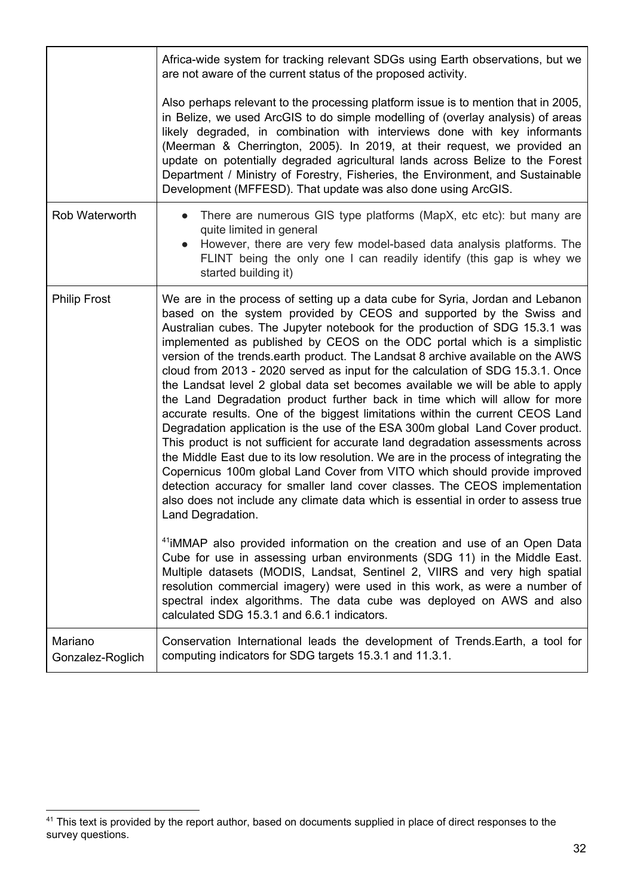| | |
|---|---|
| | Africa-wide system for tracking relevant SDGs using Earth observations, but we are not aware of the current status of the proposed activity.<br><br>Also perhaps relevant to the processing platform issue is to mention that in 2005, in Belize, we used ArcGIS to do simple modelling of (overlay analysis) of areas likely degraded, in combination with interviews done with key informants (Meerman & Cherrington, 2005). In 2019, at their request, we provided an update on potentially degraded agricultural lands across Belize to the Forest Department / Ministry of Forestry, Fisheries, the Environment, and Sustainable Development (MFFESD). That update was also done using ArcGIS. |
| Rob Waterworth | • There are numerous GIS type platforms (MapX, etc etc): but many are quite limited in general<br>• However, there are very few model-based data analysis platforms. The FLINT being the only one I can readily identify (this gap is whey we started building it) |
| Philip Frost | We are in the process of setting up a data cube for Syria, Jordan and Lebanon based on the system provided by CEOS and supported by the Swiss and Australian cubes. The Jupyter notebook for the production of SDG 15.3.1 was implemented as published by CEOS on the ODC portal which is a simplistic version of the trends.earth product. The Landsat 8 archive available on the AWS cloud from 2013 - 2020 served as input for the calculation of SDG 15.3.1. Once the Landsat level 2 global data set becomes available we will be able to apply the Land Degradation product further back in time which will allow for more accurate results. One of the biggest limitations within the current CEOS Land Degradation application is the use of the ESA 300m global Land Cover product. This product is not sufficient for accurate land degradation assessments across the Middle East due to its low resolution. We are in the process of integrating the Copernicus 100m global Land Cover from VITO which should provide improved detection accuracy for smaller land cover classes. The CEOS implementation also does not include any climate data which is essential in order to assess true Land Degradation.<br><br>[41]iMMAP also provided information on the creation and use of an Open Data Cube for use in assessing urban environments (SDG 11) in the Middle East. Multiple datasets (MODIS, Landsat, Sentinel 2, VIIRS and very high spatial resolution commercial imagery) were used in this work, as were a number of spectral index algorithms. The data cube was deployed on AWS and also calculated SDG 15.3.1 and 6.6.1 indicators. |
| Mariano Gonzalez-Roglich | Conservation International leads the development of Trends.Earth, a tool for computing indicators for SDG targets 15.3.1 and 11.3.1. |

[41] This text is provided by the report author, based on documents supplied in place of direct responses to the survey questions.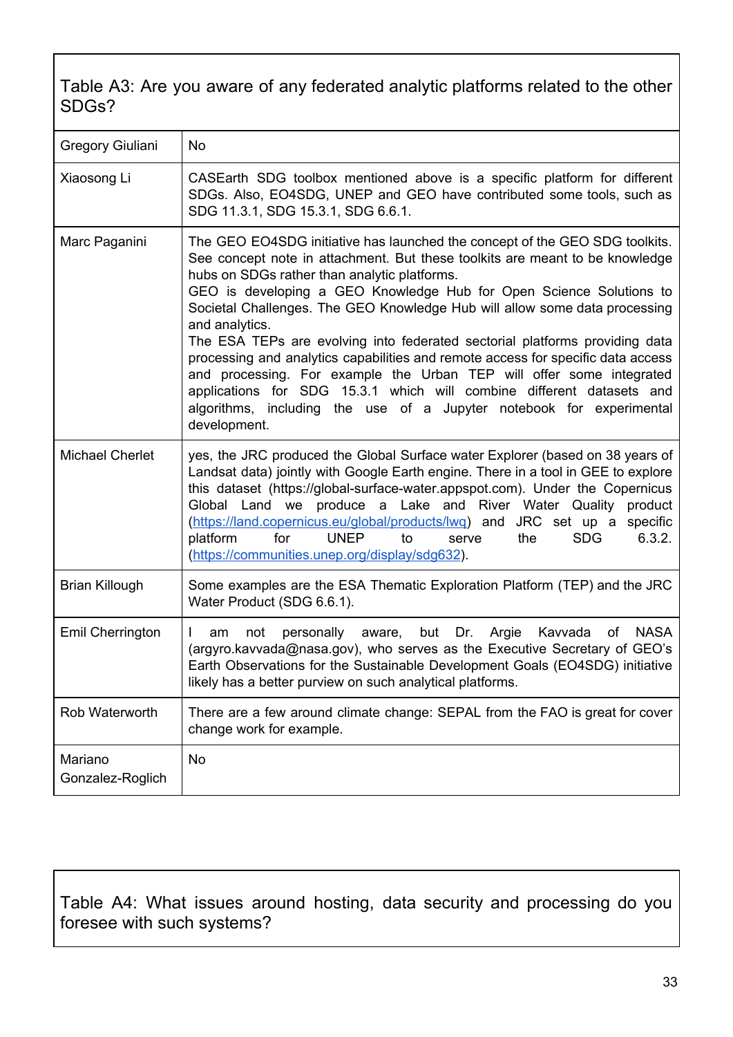| Table A3: Are you aware of any federated analytic platforms related to the other SDGs? | |
|---|---|
| Gregory Giuliani | No |
| Xiaosong Li | CASEarth SDG toolbox mentioned above is a specific platform for different SDGs. Also, EO4SDG, UNEP and GEO have contributed some tools, such as SDG 11.3.1, SDG 15.3.1, SDG 6.6.1. |
| Marc Paganini | The GEO EO4SDG initiative has launched the concept of the GEO SDG toolkits. See concept note in attachment. But these toolkits are meant to be knowledge hubs on SDGs rather than analytic platforms.<br>GEO is developing a GEO Knowledge Hub for Open Science Solutions to Societal Challenges. The GEO Knowledge Hub will allow some data processing and analytics.<br>The ESA TEPs are evolving into federated sectorial platforms providing data processing and analytics capabilities and remote access for specific data access and processing. For example the Urban TEP will offer some integrated applications for SDG 15.3.1 which will combine different datasets and algorithms, including the use of a Jupyter notebook for experimental development. |
| Michael Cherlet | yes, the JRC produced the Global Surface water Explorer (based on 38 years of Landsat data) jointly with Google Earth engine. There in a tool in GEE to explore this dataset (https://global-surface-water.appspot.com). Under the Copernicus Global Land we produce a Lake and River Water Quality product (https://land.copernicus.eu/global/products/lwq) and JRC set up a specific platform for UNEP to serve the SDG 6.3.2. (https://communities.unep.org/display/sdg632). |
| Brian Killough | Some examples are the ESA Thematic Exploration Platform (TEP) and the JRC Water Product (SDG 6.6.1). |
| Emil Cherrington | I am not personally aware, but Dr. Argie Kavvada of NASA (argyro.kavvada@nasa.gov), who serves as the Executive Secretary of GEO's Earth Observations for the Sustainable Development Goals (EO4SDG) initiative likely has a better purview on such analytical platforms. |
| Rob Waterworth | There are a few around climate change: SEPAL from the FAO is great for cover change work for example. |
| Mariano Gonzalez-Roglich | No |

| Table A4: What issues around hosting, data security and processing do you foresee with such systems? |
|---|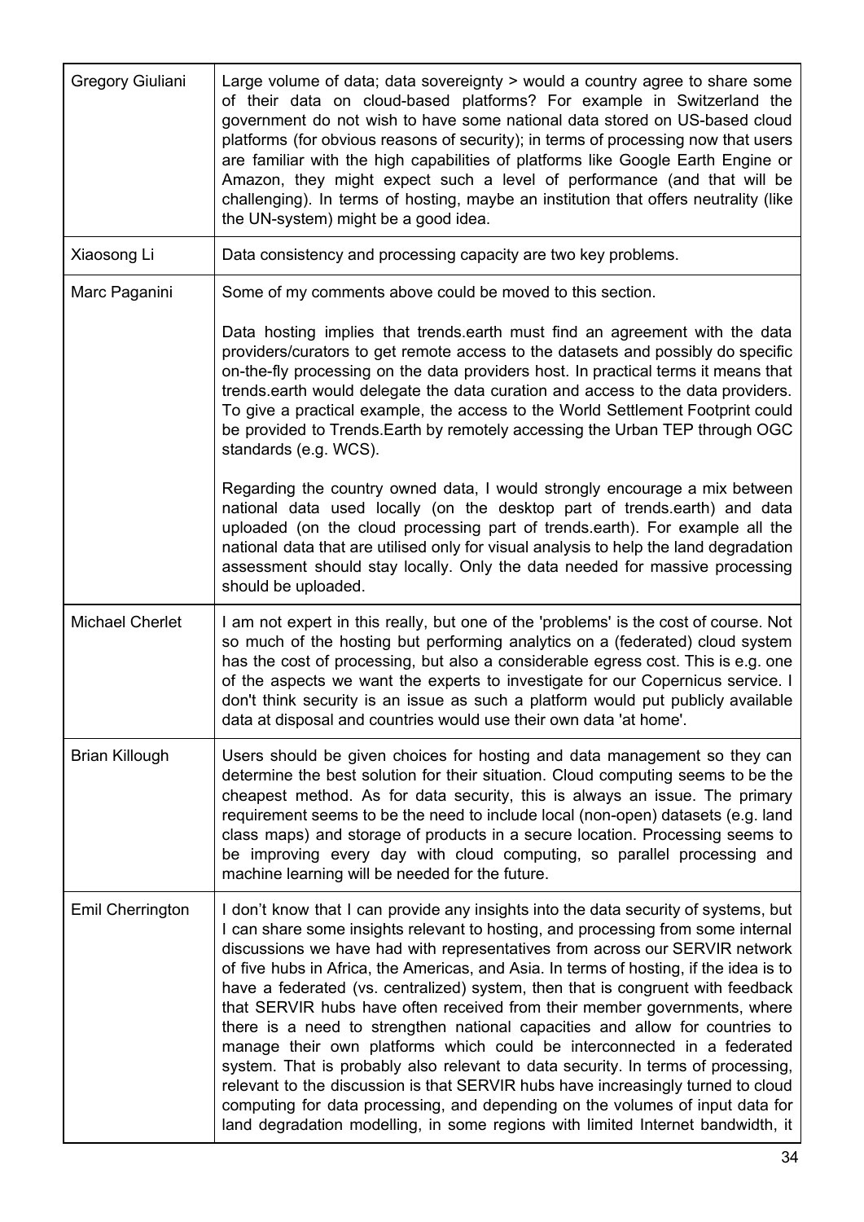| | |
|---|---|
| Gregory Giuliani | Large volume of data; data sovereignty > would a country agree to share some of their data on cloud-based platforms? For example in Switzerland the government do not wish to have some national data stored on US-based cloud platforms (for obvious reasons of security); in terms of processing now that users are familiar with the high capabilities of platforms like Google Earth Engine or Amazon, they might expect such a level of performance (and that will be challenging). In terms of hosting, maybe an institution that offers neutrality (like the UN-system) might be a good idea. |
| Xiaosong Li | Data consistency and processing capacity are two key problems. |
| Marc Paganini | Some of my comments above could be moved to this section.<br><br>Data hosting implies that trends.earth must find an agreement with the data providers/curators to get remote access to the datasets and possibly do specific on-the-fly processing on the data providers host. In practical terms it means that trends.earth would delegate the data curation and access to the data providers. To give a practical example, the access to the World Settlement Footprint could be provided to Trends.Earth by remotely accessing the Urban TEP through OGC standards (e.g. WCS).<br><br>Regarding the country owned data, I would strongly encourage a mix between national data used locally (on the desktop part of trends.earth) and data uploaded (on the cloud processing part of trends.earth). For example all the national data that are utilised only for visual analysis to help the land degradation assessment should stay locally. Only the data needed for massive processing should be uploaded. |
| Michael Cherlet | I am not expert in this really, but one of the 'problems' is the cost of course. Not so much of the hosting but performing analytics on a (federated) cloud system has the cost of processing, but also a considerable egress cost. This is e.g. one of the aspects we want the experts to investigate for our Copernicus service. I don't think security is an issue as such a platform would put publicly available data at disposal and countries would use their own data 'at home'. |
| Brian Killough | Users should be given choices for hosting and data management so they can determine the best solution for their situation. Cloud computing seems to be the cheapest method. As for data security, this is always an issue. The primary requirement seems to be the need to include local (non-open) datasets (e.g. land class maps) and storage of products in a secure location. Processing seems to be improving every day with cloud computing, so parallel processing and machine learning will be needed for the future. |
| Emil Cherrington | I don't know that I can provide any insights into the data security of systems, but I can share some insights relevant to hosting, and processing from some internal discussions we have had with representatives from across our SERVIR network of five hubs in Africa, the Americas, and Asia. In terms of hosting, if the idea is to have a federated (vs. centralized) system, then that is congruent with feedback that SERVIR hubs have often received from their member governments, where there is a need to strengthen national capacities and allow for countries to manage their own platforms which could be interconnected in a federated system. That is probably also relevant to data security. In terms of processing, relevant to the discussion is that SERVIR hubs have increasingly turned to cloud computing for data processing, and depending on the volumes of input data for land degradation modelling, in some regions with limited Internet bandwidth, it |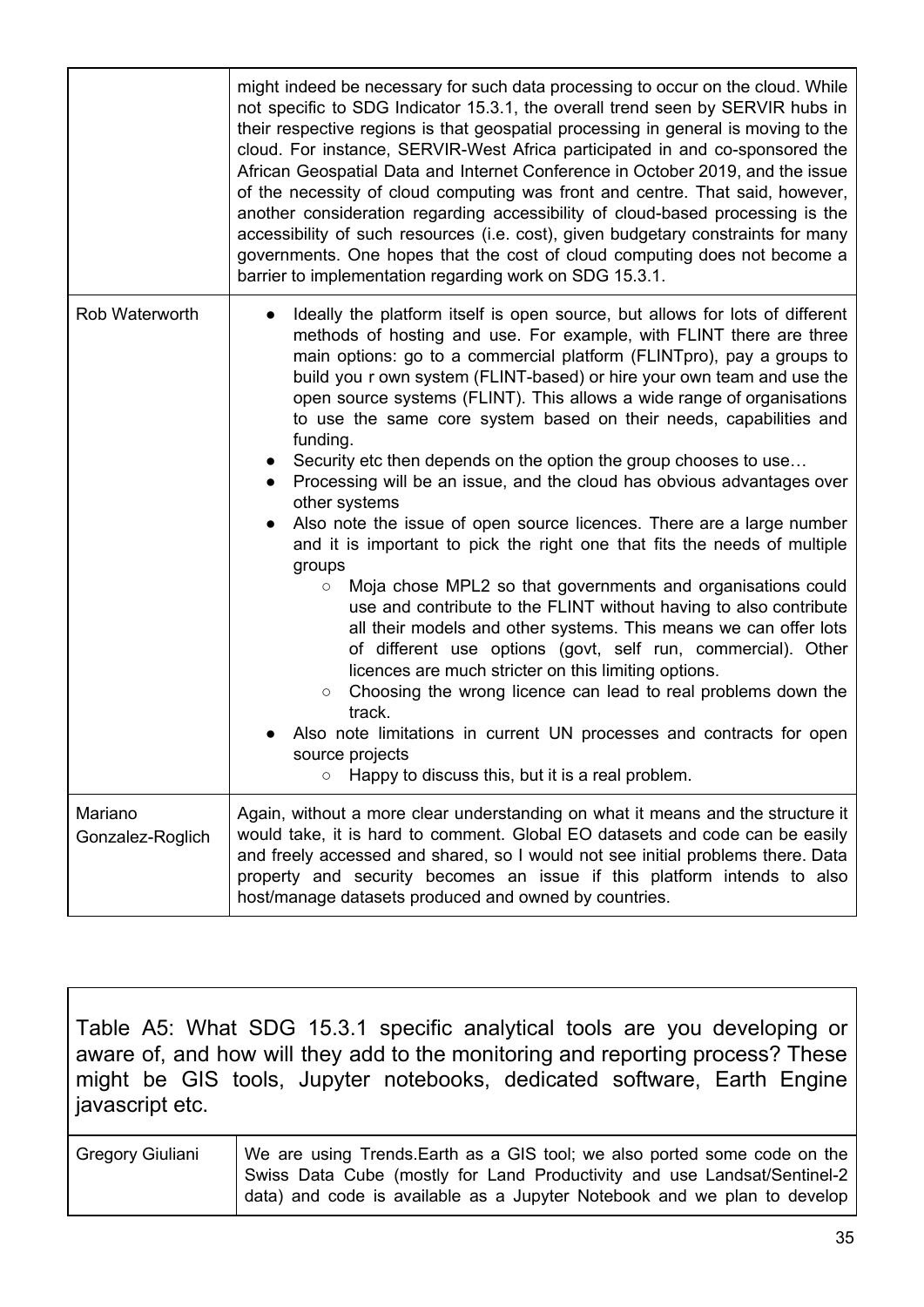| | |
|---|---|
| | might indeed be necessary for such data processing to occur on the cloud. While not specific to SDG Indicator 15.3.1, the overall trend seen by SERVIR hubs in their respective regions is that geospatial processing in general is moving to the cloud. For instance, SERVIR-West Africa participated in and co-sponsored the African Geospatial Data and Internet Conference in October 2019, and the issue of the necessity of cloud computing was front and centre. That said, however, another consideration regarding accessibility of cloud-based processing is the accessibility of such resources (i.e. cost), given budgetary constraints for many governments. One hopes that the cost of cloud computing does not become a barrier to implementation regarding work on SDG 15.3.1. |
| Rob Waterworth | • Ideally the platform itself is open source, but allows for lots of different methods of hosting and use. For example, with FLINT there are three main options: go to a commercial platform (FLINTpro), pay a groups to build you r own system (FLINT-based) or hire your own team and use the open source systems (FLINT). This allows a wide range of organisations to use the same core system based on their needs, capabilities and funding.<br>• Security etc then depends on the option the group chooses to use…<br>• Processing will be an issue, and the cloud has obvious advantages over other systems<br>• Also note the issue of open source licences. There are a large number and it is important to pick the right one that fits the needs of multiple groups<br>  ○ Moja chose MPL2 so that governments and organisations could use and contribute to the FLINT without having to also contribute all their models and other systems. This means we can offer lots of different use options (govt, self run, commercial). Other licences are much stricter on this limiting options.<br>  ○ Choosing the wrong licence can lead to real problems down the track.<br>• Also note limitations in current UN processes and contracts for open source projects<br>  ○ Happy to discuss this, but it is a real problem. |
| Mariano Gonzalez-Roglich | Again, without a more clear understanding on what it means and the structure it would take, it is hard to comment. Global EO datasets and code can be easily and freely accessed and shared, so I would not see initial problems there. Data property and security becomes an issue if this platform intends to also host/manage datasets produced and owned by countries. |

Table A5: What SDG 15.3.1 specific analytical tools are you developing or aware of, and how will they add to the monitoring and reporting process? These might be GIS tools, Jupyter notebooks, dedicated software, Earth Engine javascript etc.

| | |
|---|---|
| Gregory Giuliani | We are using Trends.Earth as a GIS tool; we also ported some code on the Swiss Data Cube (mostly for Land Productivity and use Landsat/Sentinel-2 data) and code is available as a Jupyter Notebook and we plan to develop |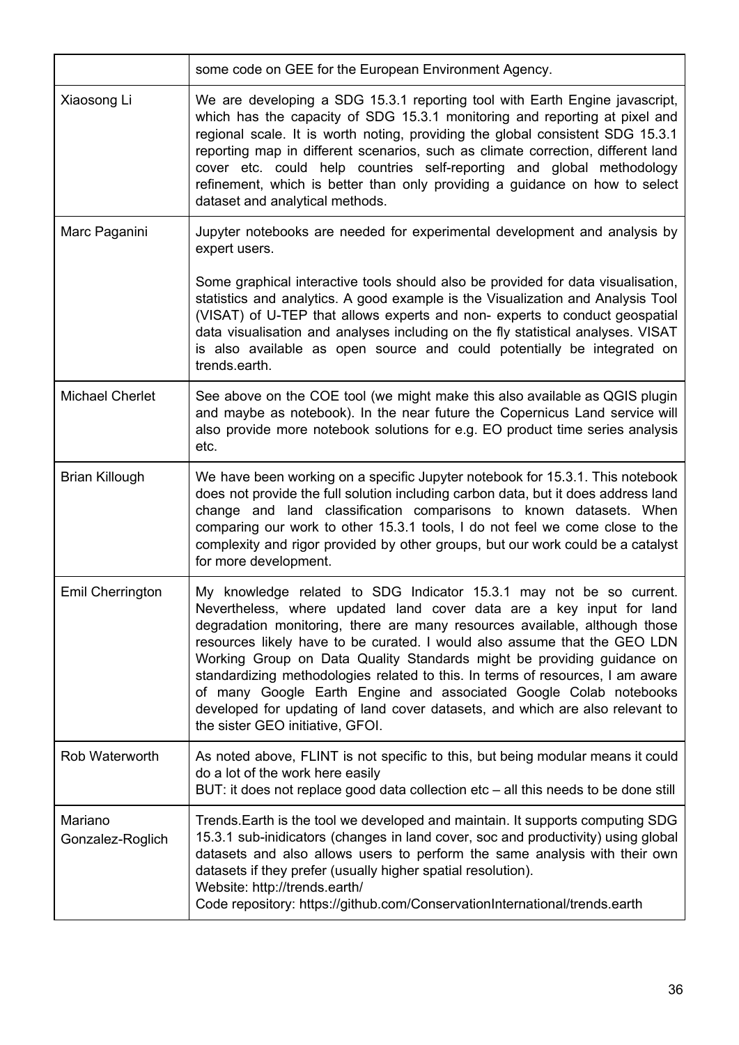| | |
|---|---|
| | some code on GEE for the European Environment Agency. |
| Xiaosong Li | We are developing a SDG 15.3.1 reporting tool with Earth Engine javascript, which has the capacity of SDG 15.3.1 monitoring and reporting at pixel and regional scale. It is worth noting, providing the global consistent SDG 15.3.1 reporting map in different scenarios, such as climate correction, different land cover etc. could help countries self-reporting and global methodology refinement, which is better than only providing a guidance on how to select dataset and analytical methods. |
| Marc Paganini | Jupyter notebooks are needed for experimental development and analysis by expert users.<br><br>Some graphical interactive tools should also be provided for data visualisation, statistics and analytics. A good example is the Visualization and Analysis Tool (VISAT) of U-TEP that allows experts and non- experts to conduct geospatial data visualisation and analyses including on the fly statistical analyses. VISAT is also available as open source and could potentially be integrated on trends.earth. |
| Michael Cherlet | See above on the COE tool (we might make this also available as QGIS plugin and maybe as notebook). In the near future the Copernicus Land service will also provide more notebook solutions for e.g. EO product time series analysis etc. |
| Brian Killough | We have been working on a specific Jupyter notebook for 15.3.1. This notebook does not provide the full solution including carbon data, but it does address land change and land classification comparisons to known datasets. When comparing our work to other 15.3.1 tools, I do not feel we come close to the complexity and rigor provided by other groups, but our work could be a catalyst for more development. |
| Emil Cherrington | My knowledge related to SDG Indicator 15.3.1 may not be so current. Nevertheless, where updated land cover data are a key input for land degradation monitoring, there are many resources available, although those resources likely have to be curated. I would also assume that the GEO LDN Working Group on Data Quality Standards might be providing guidance on standardizing methodologies related to this. In terms of resources, I am aware of many Google Earth Engine and associated Google Colab notebooks developed for updating of land cover datasets, and which are also relevant to the sister GEO initiative, GFOI. |
| Rob Waterworth | As noted above, FLINT is not specific to this, but being modular means it could do a lot of the work here easily<br>BUT: it does not replace good data collection etc – all this needs to be done still |
| Mariano Gonzalez-Roglich | Trends.Earth is the tool we developed and maintain. It supports computing SDG 15.3.1 sub-inidicators (changes in land cover, soc and productivity) using global datasets and also allows users to perform the same analysis with their own datasets if they prefer (usually higher spatial resolution).<br>Website: http://trends.earth/<br>Code repository: https://github.com/ConservationInternational/trends.earth |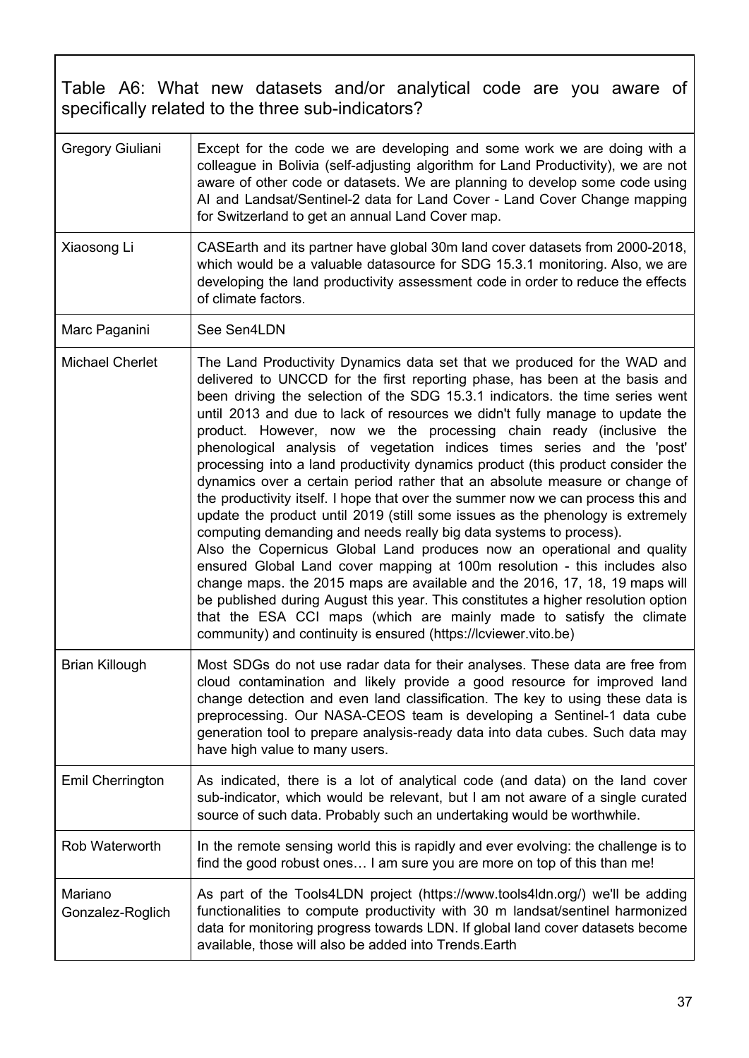| Table A6: What new datasets and/or analytical code are you aware of specifically related to the three sub-indicators? | |
|---|---|
| Gregory Giuliani | Except for the code we are developing and some work we are doing with a colleague in Bolivia (self-adjusting algorithm for Land Productivity), we are not aware of other code or datasets. We are planning to develop some code using AI and Landsat/Sentinel-2 data for Land Cover - Land Cover Change mapping for Switzerland to get an annual Land Cover map. |
| Xiaosong Li | CASEarth and its partner have global 30m land cover datasets from 2000-2018, which would be a valuable datasource for SDG 15.3.1 monitoring. Also, we are developing the land productivity assessment code in order to reduce the effects of climate factors. |
| Marc Paganini | See Sen4LDN |
| Michael Cherlet | The Land Productivity Dynamics data set that we produced for the WAD and delivered to UNCCD for the first reporting phase, has been at the basis and been driving the selection of the SDG 15.3.1 indicators. the time series went until 2013 and due to lack of resources we didn't fully manage to update the product. However, now we the processing chain ready (inclusive the phenological analysis of vegetation indices times series and the 'post' processing into a land productivity dynamics product (this product consider the dynamics over a certain period rather that an absolute measure or change of the productivity itself. I hope that over the summer now we can process this and update the product until 2019 (still some issues as the phenology is extremely computing demanding and needs really big data systems to process).<br>Also the Copernicus Global Land produces now an operational and quality ensured Global Land cover mapping at 100m resolution - this includes also change maps. the 2015 maps are available and the 2016, 17, 18, 19 maps will be published during August this year. This constitutes a higher resolution option that the ESA CCI maps (which are mainly made to satisfy the climate community) and continuity is ensured (https://lcviewer.vito.be) |
| Brian Killough | Most SDGs do not use radar data for their analyses. These data are free from cloud contamination and likely provide a good resource for improved land change detection and even land classification. The key to using these data is preprocessing. Our NASA-CEOS team is developing a Sentinel-1 data cube generation tool to prepare analysis-ready data into data cubes. Such data may have high value to many users. |
| Emil Cherrington | As indicated, there is a lot of analytical code (and data) on the land cover sub-indicator, which would be relevant, but I am not aware of a single curated source of such data. Probably such an undertaking would be worthwhile. |
| Rob Waterworth | In the remote sensing world this is rapidly and ever evolving: the challenge is to find the good robust ones… I am sure you are more on top of this than me! |
| Mariano Gonzalez-Roglich | As part of the Tools4LDN project (https://www.tools4ldn.org/) we'll be adding functionalities to compute productivity with 30 m landsat/sentinel harmonized data for monitoring progress towards LDN. If global land cover datasets become available, those will also be added into Trends.Earth |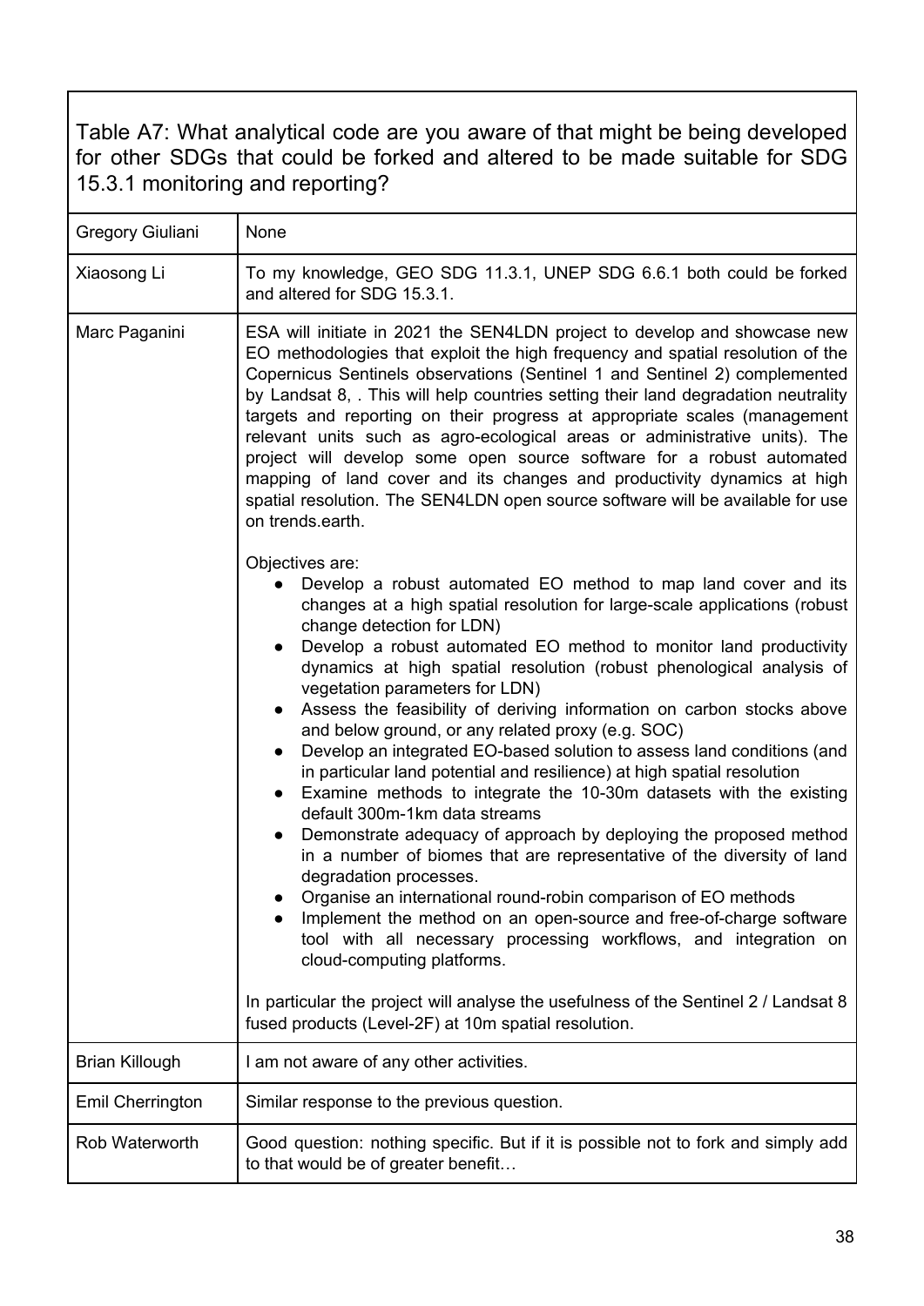| Table A7: What analytical code are you aware of that might be being developed for other SDGs that could be forked and altered to be made suitable for SDG 15.3.1 monitoring and reporting? | |
|---|---|
| Gregory Giuliani | None |
| Xiaosong Li | To my knowledge, GEO SDG 11.3.1, UNEP SDG 6.6.1 both could be forked and altered for SDG 15.3.1. |
| Marc Paganini | ESA will initiate in 2021 the SEN4LDN project to develop and showcase new EO methodologies that exploit the high frequency and spatial resolution of the Copernicus Sentinels observations (Sentinel 1 and Sentinel 2) complemented by Landsat 8, . This will help countries setting their land degradation neutrality targets and reporting on their progress at appropriate scales (management relevant units such as agro-ecological areas or administrative units). The project will develop some open source software for a robust automated mapping of land cover and its changes and productivity dynamics at high spatial resolution. The SEN4LDN open source software will be available for use on trends.earth.<br><br>Objectives are:<br>● Develop a robust automated EO method to map land cover and its changes at a high spatial resolution for large-scale applications (robust change detection for LDN)<br>● Develop a robust automated EO method to monitor land productivity dynamics at high spatial resolution (robust phenological analysis of vegetation parameters for LDN)<br>● Assess the feasibility of deriving information on carbon stocks above and below ground, or any related proxy (e.g. SOC)<br>● Develop an integrated EO-based solution to assess land conditions (and in particular land potential and resilience) at high spatial resolution<br>● Examine methods to integrate the 10-30m datasets with the existing default 300m-1km data streams<br>● Demonstrate adequacy of approach by deploying the proposed method in a number of biomes that are representative of the diversity of land degradation processes.<br>● Organise an international round-robin comparison of EO methods<br>● Implement the method on an open-source and free-of-charge software tool with all necessary processing workflows, and integration on cloud-computing platforms.<br><br>In particular the project will analyse the usefulness of the Sentinel 2 / Landsat 8 fused products (Level-2F) at 10m spatial resolution. |
| Brian Killough | I am not aware of any other activities. |
| Emil Cherrington | Similar response to the previous question. |
| Rob Waterworth | Good question: nothing specific. But if it is possible not to fork and simply add to that would be of greater benefit… |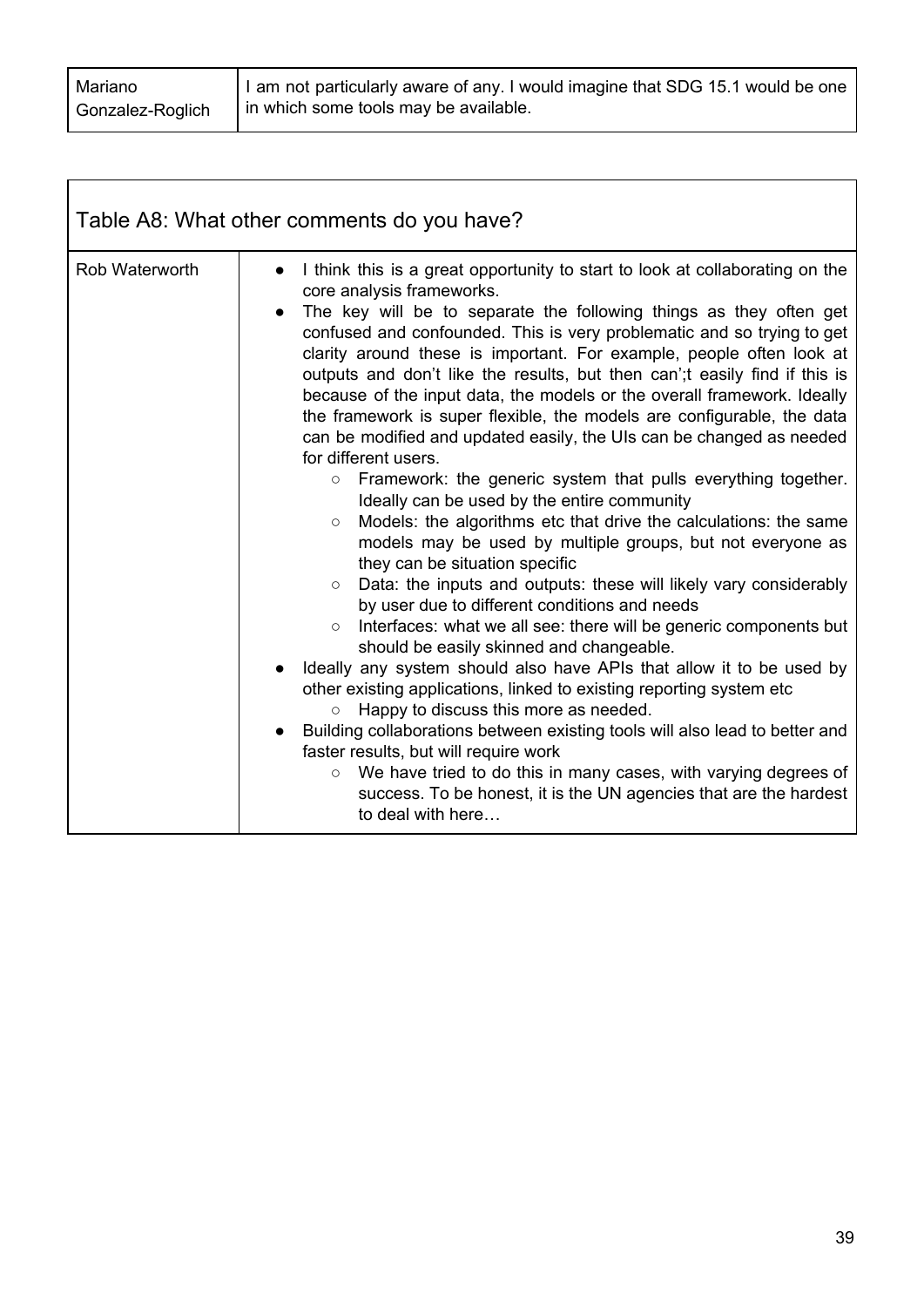| | |
|---|---|
| Mariano Gonzalez-Roglich | I am not particularly aware of any. I would imagine that SDG 15.1 would be one in which some tools may be available. |

| Table A8: What other comments do you have? | |
|---|---|
| Rob Waterworth | • I think this is a great opportunity to start to look at collaborating on the core analysis frameworks.<br>• The key will be to separate the following things as they often get confused and confounded. This is very problematic and so trying to get clarity around these is important. For example, people often look at outputs and don't like the results, but then can';t easily find if this is because of the input data, the models or the overall framework. Ideally the framework is super flexible, the models are configurable, the data can be modified and updated easily, the UIs can be changed as needed for different users.<br>  ○ Framework: the generic system that pulls everything together. Ideally can be used by the entire community<br>  ○ Models: the algorithms etc that drive the calculations: the same models may be used by multiple groups, but not everyone as they can be situation specific<br>  ○ Data: the inputs and outputs: these will likely vary considerably by user due to different conditions and needs<br>  ○ Interfaces: what we all see: there will be generic components but should be easily skinned and changeable.<br>• Ideally any system should also have APIs that allow it to be used by other existing applications, linked to existing reporting system etc<br>  ○ Happy to discuss this more as needed.<br>• Building collaborations between existing tools will also lead to better and faster results, but will require work<br>  ○ We have tried to do this in many cases, with varying degrees of success. To be honest, it is the UN agencies that are the hardest to deal with here… |